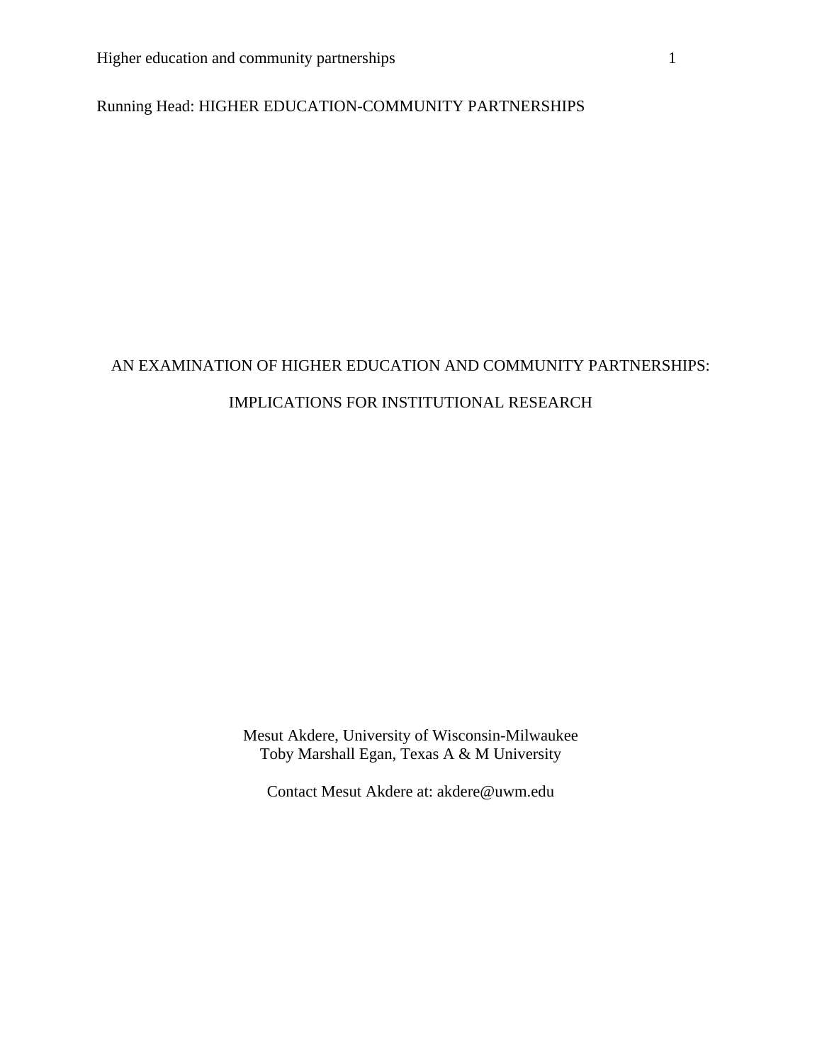Running Head: HIGHER EDUCATION-COMMUNITY PARTNERSHIPS

# AN EXAMINATION OF HIGHER EDUCATION AND COMMUNITY PARTNERSHIPS: IMPLICATIONS FOR INSTITUTIONAL RESEARCH

Mesut Akdere, University of Wisconsin-Milwaukee
Toby Marshall Egan, Texas A & M University

Contact Mesut Akdere at: akdere@uwm.edu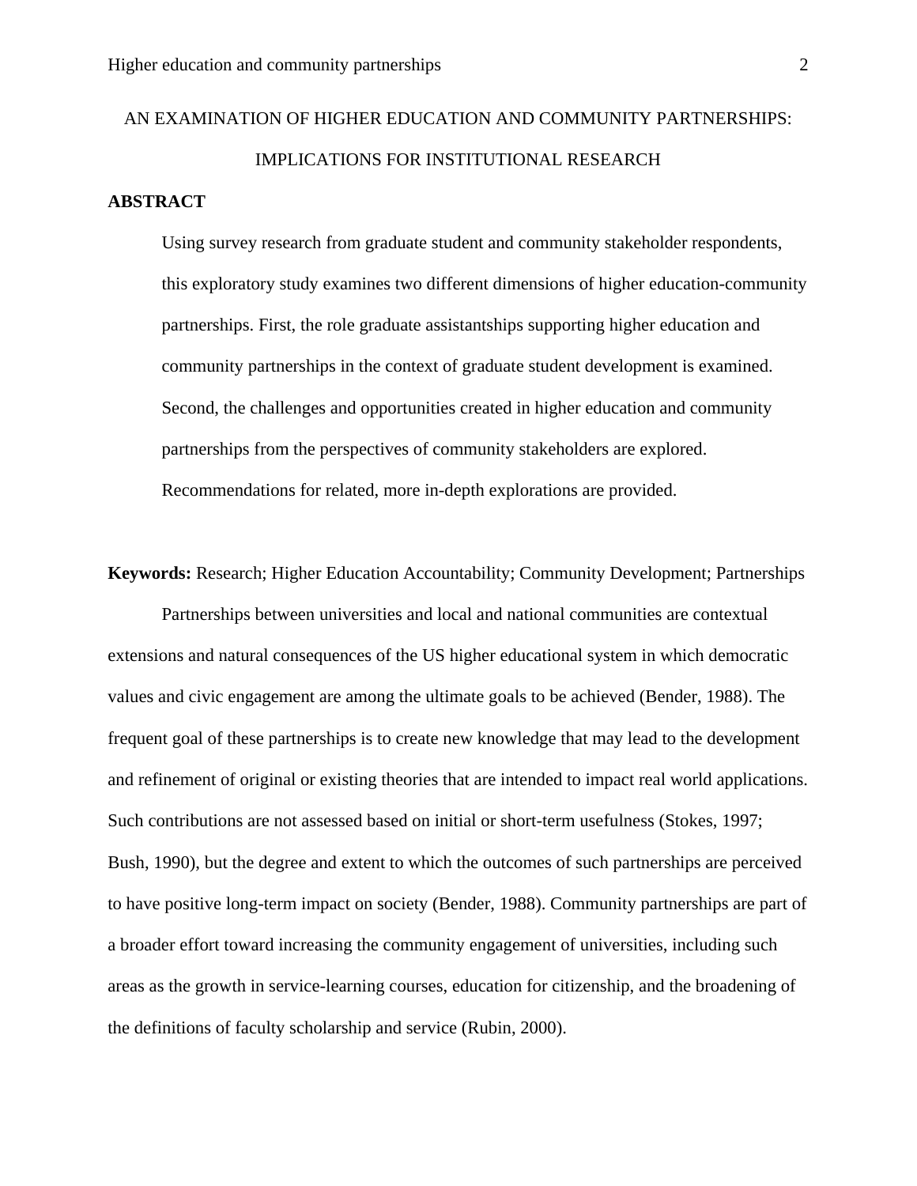# AN EXAMINATION OF HIGHER EDUCATION AND COMMUNITY PARTNERSHIPS: IMPLICATIONS FOR INSTITUTIONAL RESEARCH

## ABSTRACT

> Using survey research from graduate student and community stakeholder respondents, this exploratory study examines two different dimensions of higher education-community partnerships. First, the role graduate assistantships supporting higher education and community partnerships in the context of graduate student development is examined. Second, the challenges and opportunities created in higher education and community partnerships from the perspectives of community stakeholders are explored. Recommendations for related, more in-depth explorations are provided.

**Keywords:** Research; Higher Education Accountability; Community Development; Partnerships

Partnerships between universities and local and national communities are contextual extensions and natural consequences of the US higher educational system in which democratic values and civic engagement are among the ultimate goals to be achieved (Bender, 1988). The frequent goal of these partnerships is to create new knowledge that may lead to the development and refinement of original or existing theories that are intended to impact real world applications. Such contributions are not assessed based on initial or short-term usefulness (Stokes, 1997; Bush, 1990), but the degree and extent to which the outcomes of such partnerships are perceived to have positive long-term impact on society (Bender, 1988). Community partnerships are part of a broader effort toward increasing the community engagement of universities, including such areas as the growth in service-learning courses, education for citizenship, and the broadening of the definitions of faculty scholarship and service (Rubin, 2000).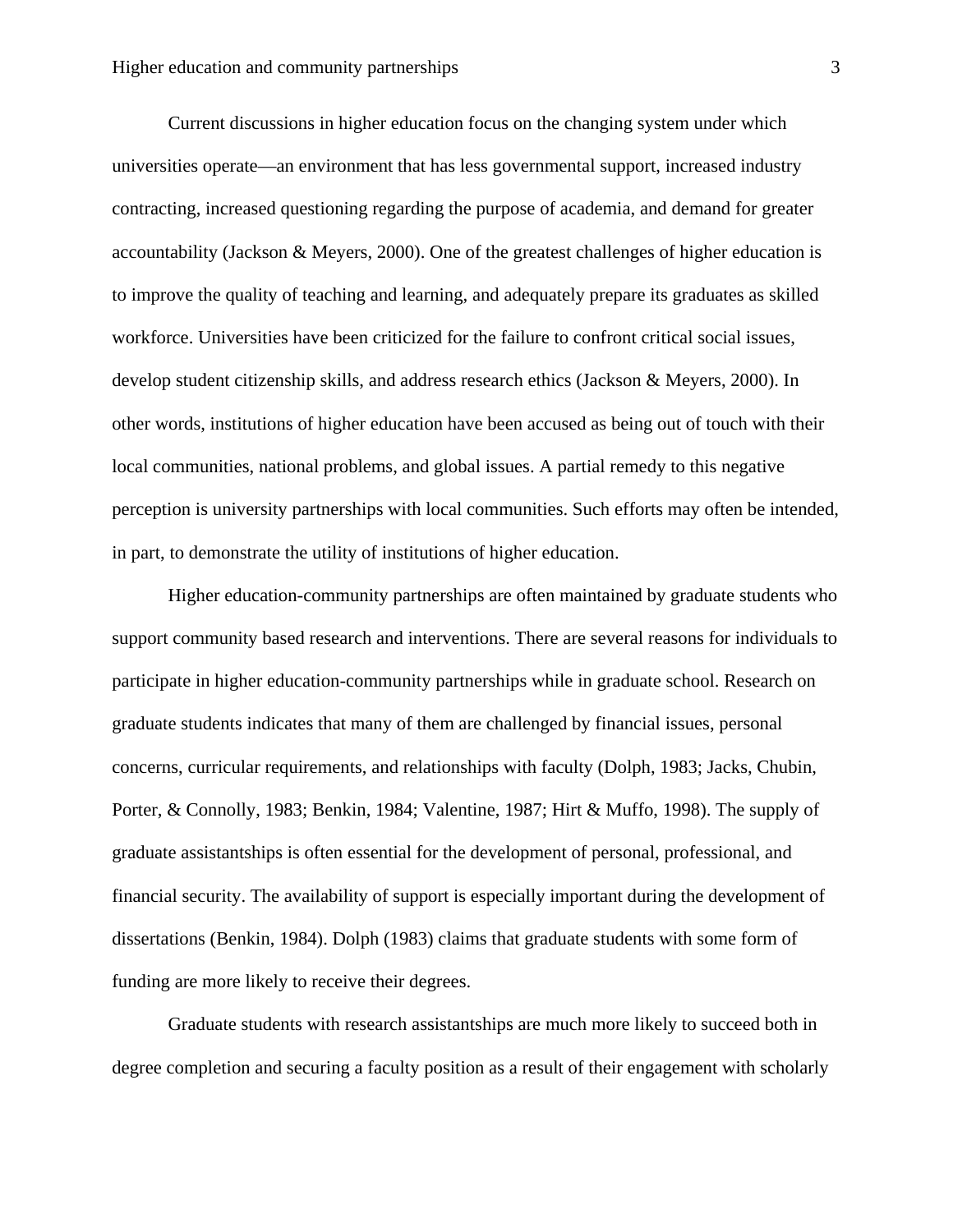Current discussions in higher education focus on the changing system under which universities operate—an environment that has less governmental support, increased industry contracting, increased questioning regarding the purpose of academia, and demand for greater accountability (Jackson & Meyers, 2000). One of the greatest challenges of higher education is to improve the quality of teaching and learning, and adequately prepare its graduates as skilled workforce. Universities have been criticized for the failure to confront critical social issues, develop student citizenship skills, and address research ethics (Jackson & Meyers, 2000). In other words, institutions of higher education have been accused as being out of touch with their local communities, national problems, and global issues. A partial remedy to this negative perception is university partnerships with local communities. Such efforts may often be intended, in part, to demonstrate the utility of institutions of higher education.

Higher education-community partnerships are often maintained by graduate students who support community based research and interventions. There are several reasons for individuals to participate in higher education-community partnerships while in graduate school. Research on graduate students indicates that many of them are challenged by financial issues, personal concerns, curricular requirements, and relationships with faculty (Dolph, 1983; Jacks, Chubin, Porter, & Connolly, 1983; Benkin, 1984; Valentine, 1987; Hirt & Muffo, 1998). The supply of graduate assistantships is often essential for the development of personal, professional, and financial security. The availability of support is especially important during the development of dissertations (Benkin, 1984). Dolph (1983) claims that graduate students with some form of funding are more likely to receive their degrees.

Graduate students with research assistantships are much more likely to succeed both in degree completion and securing a faculty position as a result of their engagement with scholarly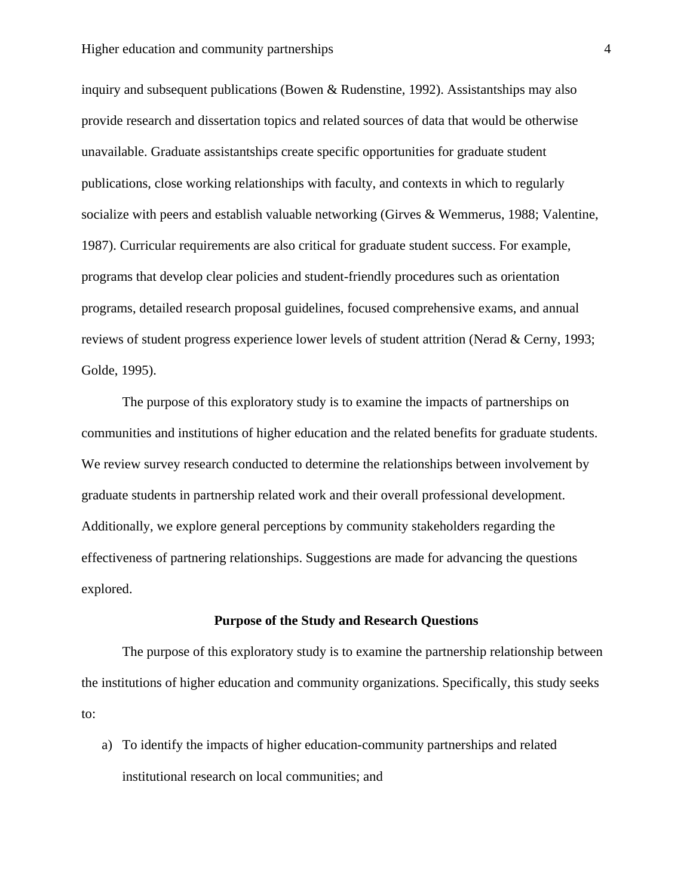inquiry and subsequent publications (Bowen & Rudenstine, 1992). Assistantships may also provide research and dissertation topics and related sources of data that would be otherwise unavailable. Graduate assistantships create specific opportunities for graduate student publications, close working relationships with faculty, and contexts in which to regularly socialize with peers and establish valuable networking (Girves & Wemmerus, 1988; Valentine, 1987). Curricular requirements are also critical for graduate student success. For example, programs that develop clear policies and student-friendly procedures such as orientation programs, detailed research proposal guidelines, focused comprehensive exams, and annual reviews of student progress experience lower levels of student attrition (Nerad & Cerny, 1993; Golde, 1995).

The purpose of this exploratory study is to examine the impacts of partnerships on communities and institutions of higher education and the related benefits for graduate students. We review survey research conducted to determine the relationships between involvement by graduate students in partnership related work and their overall professional development. Additionally, we explore general perceptions by community stakeholders regarding the effectiveness of partnering relationships. Suggestions are made for advancing the questions explored.

## Purpose of the Study and Research Questions

The purpose of this exploratory study is to examine the partnership relationship between the institutions of higher education and community organizations. Specifically, this study seeks to:

a) To identify the impacts of higher education-community partnerships and related institutional research on local communities; and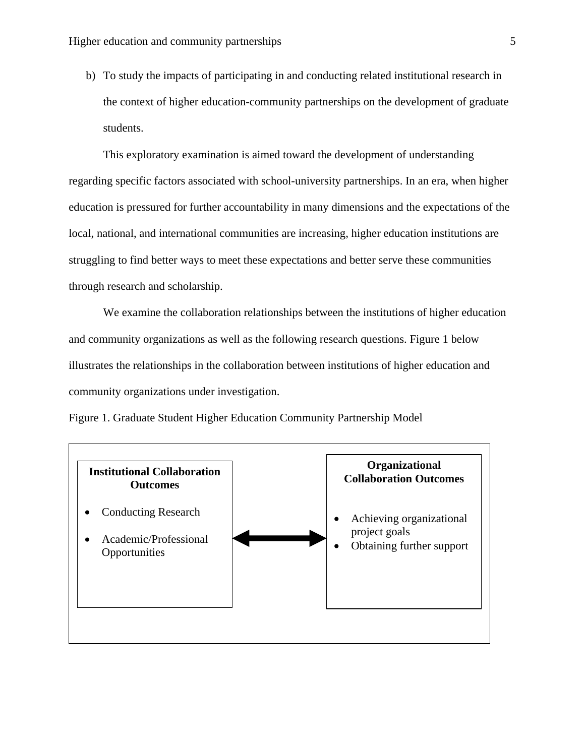b) To study the impacts of participating in and conducting related institutional research in the context of higher education-community partnerships on the development of graduate students.

This exploratory examination is aimed toward the development of understanding regarding specific factors associated with school-university partnerships. In an era, when higher education is pressured for further accountability in many dimensions and the expectations of the local, national, and international communities are increasing, higher education institutions are struggling to find better ways to meet these expectations and better serve these communities through research and scholarship.

We examine the collaboration relationships between the institutions of higher education and community organizations as well as the following research questions. Figure 1 below illustrates the relationships in the collaboration between institutions of higher education and community organizations under investigation.

Figure 1. Graduate Student Higher Education Community Partnership Model

**Institutional Collaboration Outcomes**

- Conducting Research
- Academic/Professional Opportunities

↔

**Organizational Collaboration Outcomes**

- Achieving organizational project goals
- Obtaining further support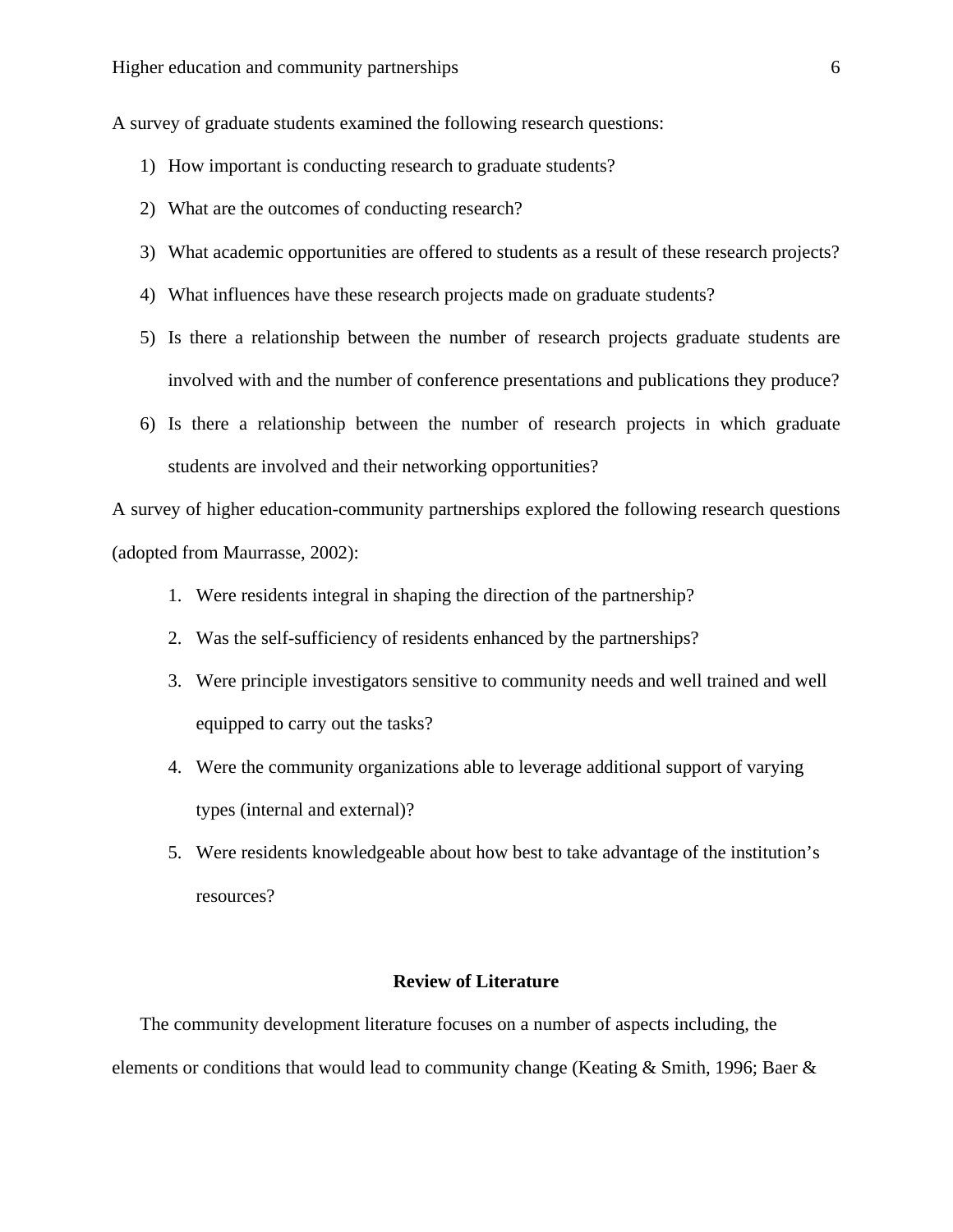A survey of graduate students examined the following research questions:

1) How important is conducting research to graduate students?
2) What are the outcomes of conducting research?
3) What academic opportunities are offered to students as a result of these research projects?
4) What influences have these research projects made on graduate students?
5) Is there a relationship between the number of research projects graduate students are involved with and the number of conference presentations and publications they produce?
6) Is there a relationship between the number of research projects in which graduate students are involved and their networking opportunities?

A survey of higher education-community partnerships explored the following research questions (adopted from Maurrasse, 2002):

1. Were residents integral in shaping the direction of the partnership?
2. Was the self-sufficiency of residents enhanced by the partnerships?
3. Were principle investigators sensitive to community needs and well trained and well equipped to carry out the tasks?
4. Were the community organizations able to leverage additional support of varying types (internal and external)?
5. Were residents knowledgeable about how best to take advantage of the institution's resources?

## Review of Literature

The community development literature focuses on a number of aspects including, the elements or conditions that would lead to community change (Keating & Smith, 1996; Baer &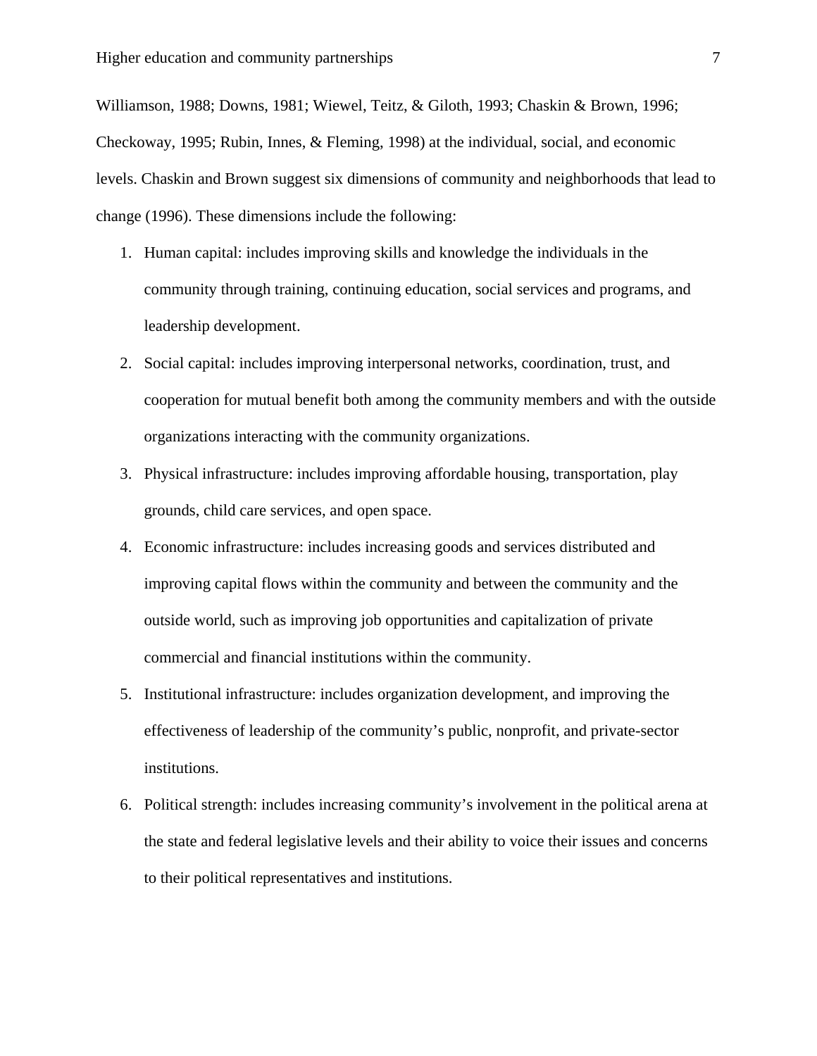Williamson, 1988; Downs, 1981; Wiewel, Teitz, & Giloth, 1993; Chaskin & Brown, 1996; Checkoway, 1995; Rubin, Innes, & Fleming, 1998) at the individual, social, and economic levels. Chaskin and Brown suggest six dimensions of community and neighborhoods that lead to change (1996). These dimensions include the following:

1. Human capital: includes improving skills and knowledge the individuals in the community through training, continuing education, social services and programs, and leadership development.
2. Social capital: includes improving interpersonal networks, coordination, trust, and cooperation for mutual benefit both among the community members and with the outside organizations interacting with the community organizations.
3. Physical infrastructure: includes improving affordable housing, transportation, play grounds, child care services, and open space.
4. Economic infrastructure: includes increasing goods and services distributed and improving capital flows within the community and between the community and the outside world, such as improving job opportunities and capitalization of private commercial and financial institutions within the community.
5. Institutional infrastructure: includes organization development, and improving the effectiveness of leadership of the community's public, nonprofit, and private-sector institutions.
6. Political strength: includes increasing community's involvement in the political arena at the state and federal legislative levels and their ability to voice their issues and concerns to their political representatives and institutions.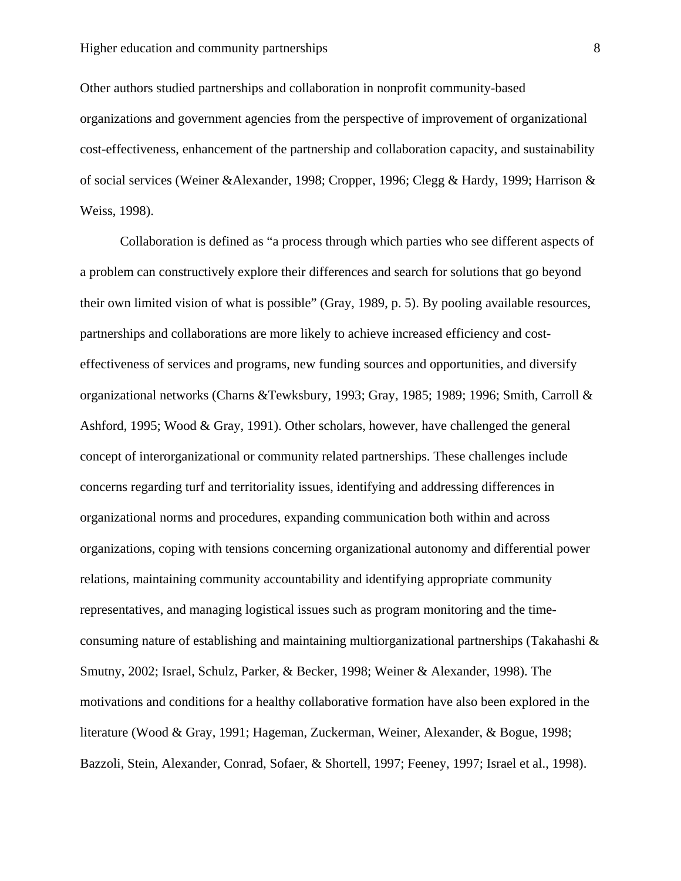Other authors studied partnerships and collaboration in nonprofit community-based organizations and government agencies from the perspective of improvement of organizational cost-effectiveness, enhancement of the partnership and collaboration capacity, and sustainability of social services (Weiner &Alexander, 1998; Cropper, 1996; Clegg & Hardy, 1999; Harrison & Weiss, 1998).

Collaboration is defined as "a process through which parties who see different aspects of a problem can constructively explore their differences and search for solutions that go beyond their own limited vision of what is possible" (Gray, 1989, p. 5). By pooling available resources, partnerships and collaborations are more likely to achieve increased efficiency and cost-effectiveness of services and programs, new funding sources and opportunities, and diversify organizational networks (Charns &Tewksbury, 1993; Gray, 1985; 1989; 1996; Smith, Carroll & Ashford, 1995; Wood & Gray, 1991). Other scholars, however, have challenged the general concept of interorganizational or community related partnerships. These challenges include concerns regarding turf and territoriality issues, identifying and addressing differences in organizational norms and procedures, expanding communication both within and across organizations, coping with tensions concerning organizational autonomy and differential power relations, maintaining community accountability and identifying appropriate community representatives, and managing logistical issues such as program monitoring and the time-consuming nature of establishing and maintaining multiorganizational partnerships (Takahashi & Smutny, 2002; Israel, Schulz, Parker, & Becker, 1998; Weiner & Alexander, 1998). The motivations and conditions for a healthy collaborative formation have also been explored in the literature (Wood & Gray, 1991; Hageman, Zuckerman, Weiner, Alexander, & Bogue, 1998; Bazzoli, Stein, Alexander, Conrad, Sofaer, & Shortell, 1997; Feeney, 1997; Israel et al., 1998).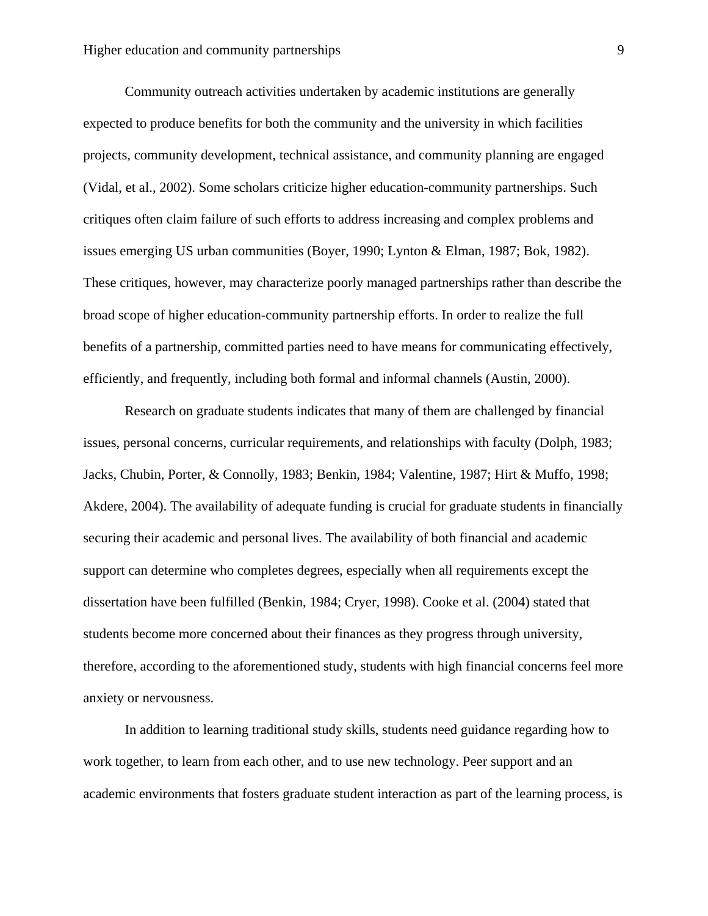Community outreach activities undertaken by academic institutions are generally expected to produce benefits for both the community and the university in which facilities projects, community development, technical assistance, and community planning are engaged (Vidal, et al., 2002). Some scholars criticize higher education-community partnerships. Such critiques often claim failure of such efforts to address increasing and complex problems and issues emerging US urban communities (Boyer, 1990; Lynton & Elman, 1987; Bok, 1982). These critiques, however, may characterize poorly managed partnerships rather than describe the broad scope of higher education-community partnership efforts. In order to realize the full benefits of a partnership, committed parties need to have means for communicating effectively, efficiently, and frequently, including both formal and informal channels (Austin, 2000).

Research on graduate students indicates that many of them are challenged by financial issues, personal concerns, curricular requirements, and relationships with faculty (Dolph, 1983; Jacks, Chubin, Porter, & Connolly, 1983; Benkin, 1984; Valentine, 1987; Hirt & Muffo, 1998; Akdere, 2004). The availability of adequate funding is crucial for graduate students in financially securing their academic and personal lives. The availability of both financial and academic support can determine who completes degrees, especially when all requirements except the dissertation have been fulfilled (Benkin, 1984; Cryer, 1998). Cooke et al. (2004) stated that students become more concerned about their finances as they progress through university, therefore, according to the aforementioned study, students with high financial concerns feel more anxiety or nervousness.

In addition to learning traditional study skills, students need guidance regarding how to work together, to learn from each other, and to use new technology. Peer support and an academic environments that fosters graduate student interaction as part of the learning process, is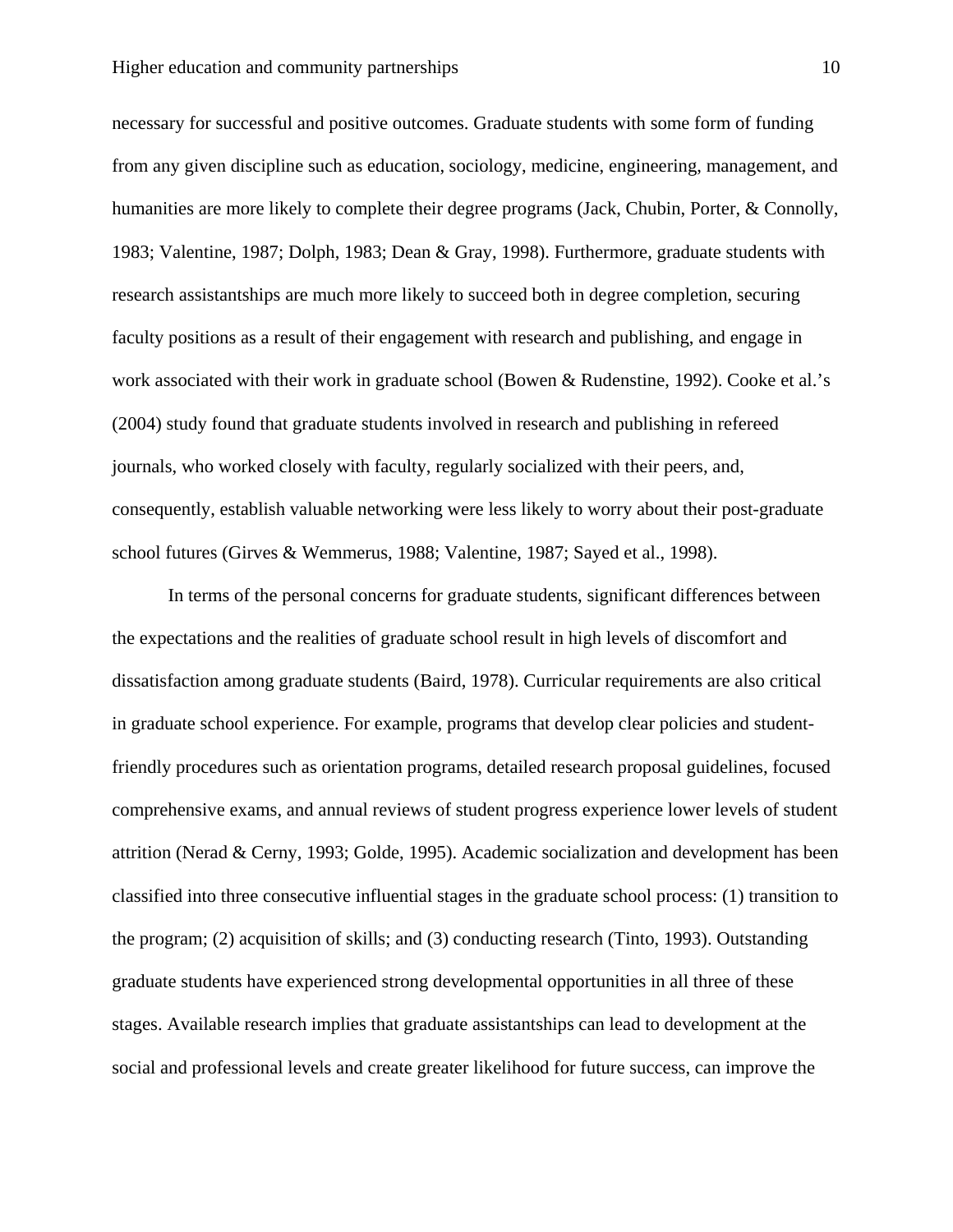necessary for successful and positive outcomes. Graduate students with some form of funding from any given discipline such as education, sociology, medicine, engineering, management, and humanities are more likely to complete their degree programs (Jack, Chubin, Porter, & Connolly, 1983; Valentine, 1987; Dolph, 1983; Dean & Gray, 1998). Furthermore, graduate students with research assistantships are much more likely to succeed both in degree completion, securing faculty positions as a result of their engagement with research and publishing, and engage in work associated with their work in graduate school (Bowen & Rudenstine, 1992). Cooke et al.'s (2004) study found that graduate students involved in research and publishing in refereed journals, who worked closely with faculty, regularly socialized with their peers, and, consequently, establish valuable networking were less likely to worry about their post-graduate school futures (Girves & Wemmerus, 1988; Valentine, 1987; Sayed et al., 1998).

In terms of the personal concerns for graduate students, significant differences between the expectations and the realities of graduate school result in high levels of discomfort and dissatisfaction among graduate students (Baird, 1978). Curricular requirements are also critical in graduate school experience. For example, programs that develop clear policies and student-friendly procedures such as orientation programs, detailed research proposal guidelines, focused comprehensive exams, and annual reviews of student progress experience lower levels of student attrition (Nerad & Cerny, 1993; Golde, 1995). Academic socialization and development has been classified into three consecutive influential stages in the graduate school process: (1) transition to the program; (2) acquisition of skills; and (3) conducting research (Tinto, 1993). Outstanding graduate students have experienced strong developmental opportunities in all three of these stages. Available research implies that graduate assistantships can lead to development at the social and professional levels and create greater likelihood for future success, can improve the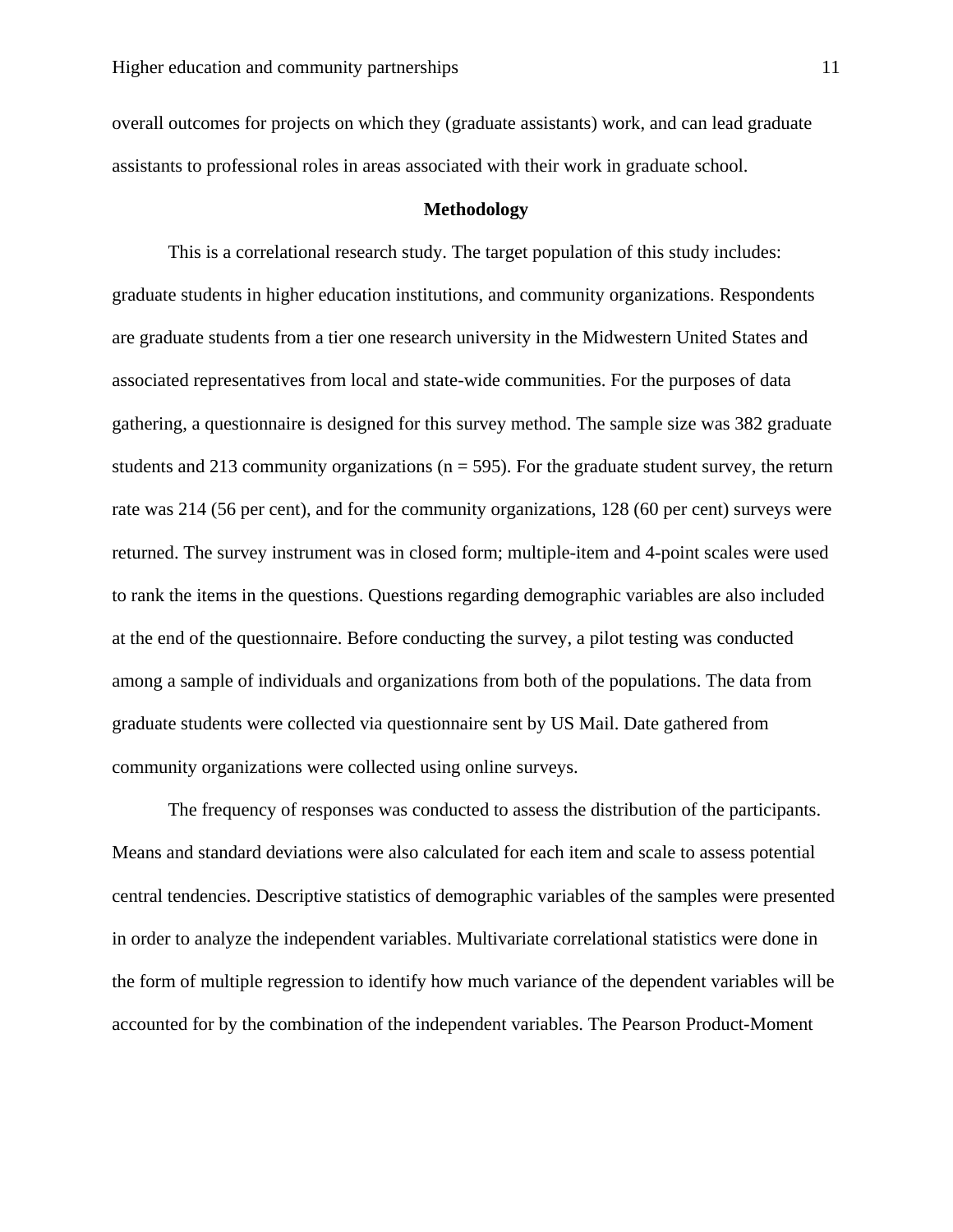overall outcomes for projects on which they (graduate assistants) work, and can lead graduate assistants to professional roles in areas associated with their work in graduate school.

## Methodology

This is a correlational research study. The target population of this study includes: graduate students in higher education institutions, and community organizations. Respondents are graduate students from a tier one research university in the Midwestern United States and associated representatives from local and state-wide communities. For the purposes of data gathering, a questionnaire is designed for this survey method. The sample size was 382 graduate students and 213 community organizations ($n = 595$). For the graduate student survey, the return rate was 214 (56 per cent), and for the community organizations, 128 (60 per cent) surveys were returned. The survey instrument was in closed form; multiple-item and 4-point scales were used to rank the items in the questions. Questions regarding demographic variables are also included at the end of the questionnaire. Before conducting the survey, a pilot testing was conducted among a sample of individuals and organizations from both of the populations. The data from graduate students were collected via questionnaire sent by US Mail. Date gathered from community organizations were collected using online surveys.

The frequency of responses was conducted to assess the distribution of the participants. Means and standard deviations were also calculated for each item and scale to assess potential central tendencies. Descriptive statistics of demographic variables of the samples were presented in order to analyze the independent variables. Multivariate correlational statistics were done in the form of multiple regression to identify how much variance of the dependent variables will be accounted for by the combination of the independent variables. The Pearson Product-Moment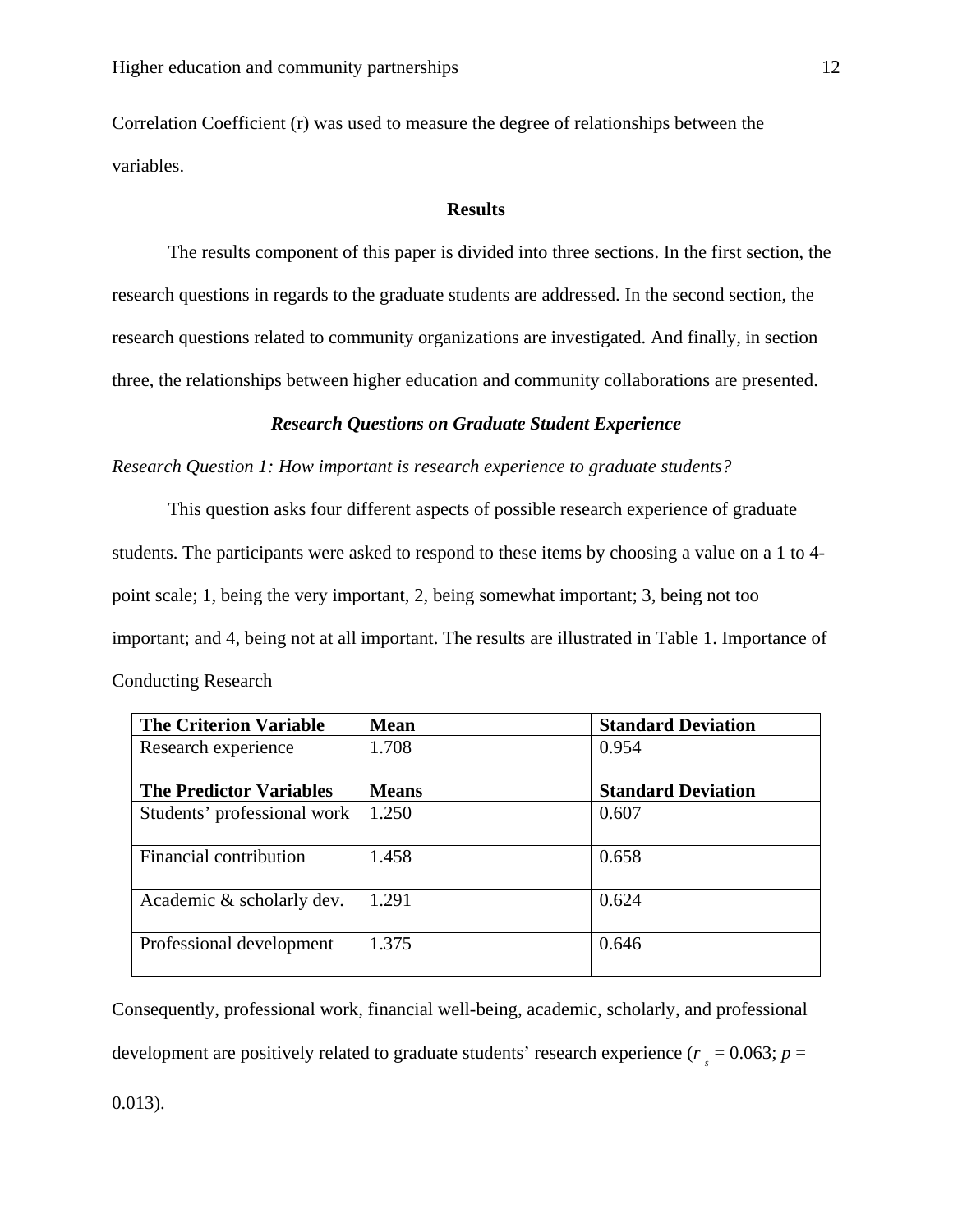Correlation Coefficient (r) was used to measure the degree of relationships between the variables.

## Results

The results component of this paper is divided into three sections. In the first section, the research questions in regards to the graduate students are addressed. In the second section, the research questions related to community organizations are investigated. And finally, in section three, the relationships between higher education and community collaborations are presented.

### *Research Questions on Graduate Student Experience*

*Research Question 1: How important is research experience to graduate students?*

This question asks four different aspects of possible research experience of graduate students. The participants were asked to respond to these items by choosing a value on a 1 to 4-point scale; 1, being the very important, 2, being somewhat important; 3, being not too important; and 4, being not at all important. The results are illustrated in Table 1. Importance of Conducting Research

| **The Criterion Variable** | **Mean** | **Standard Deviation** |
|---|---|---|
| Research experience | 1.708 | 0.954 |
| **The Predictor Variables** | **Means** | **Standard Deviation** |
| Students' professional work | 1.250 | 0.607 |
| Financial contribution | 1.458 | 0.658 |
| Academic & scholarly dev. | 1.291 | 0.624 |
| Professional development | 1.375 | 0.646 |

Consequently, professional work, financial well-being, academic, scholarly, and professional development are positively related to graduate students' research experience ($r_s = 0.063$; $p = 0.013$).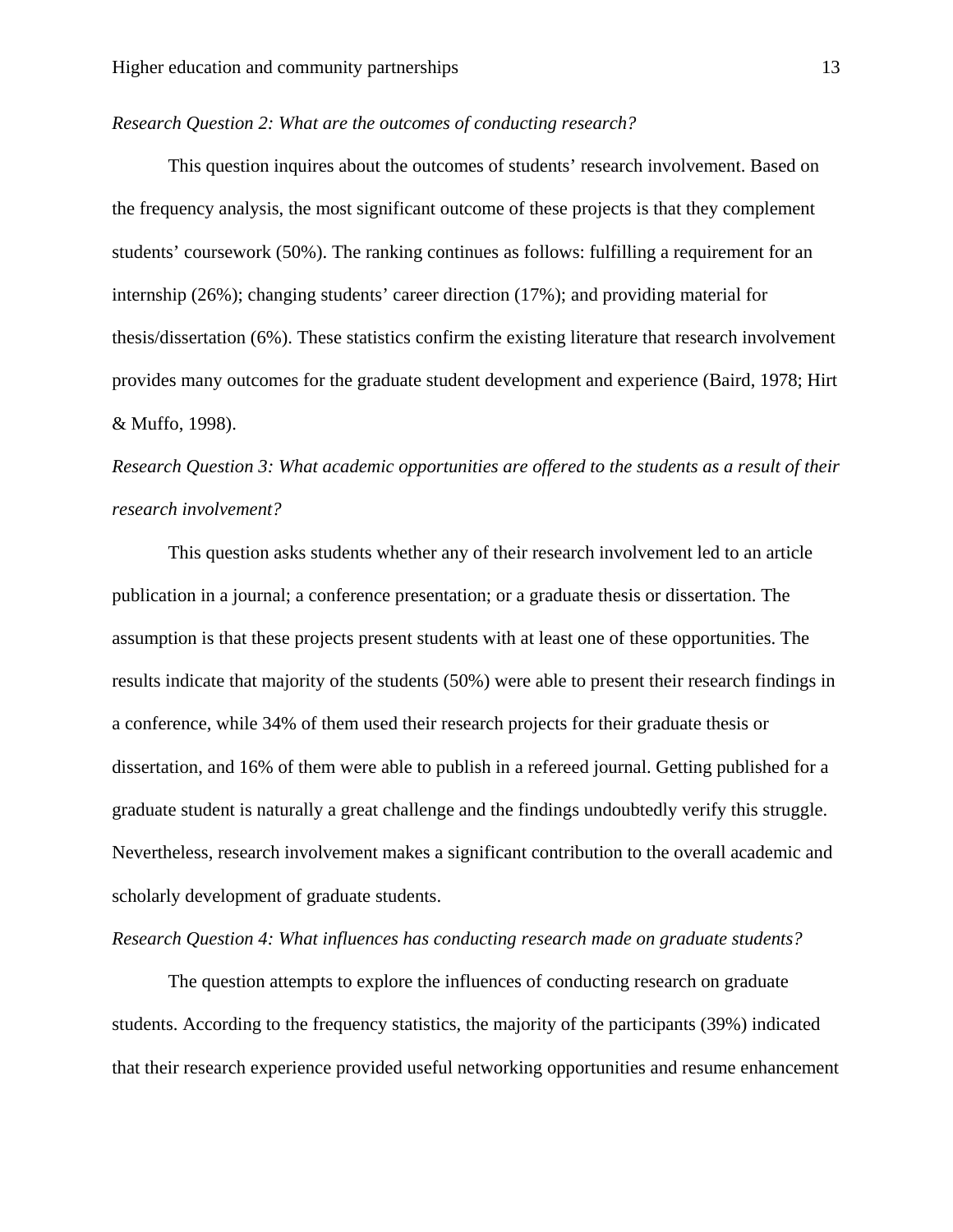*Research Question 2: What are the outcomes of conducting research?*

This question inquires about the outcomes of students' research involvement. Based on the frequency analysis, the most significant outcome of these projects is that they complement students' coursework (50%). The ranking continues as follows: fulfilling a requirement for an internship (26%); changing students' career direction (17%); and providing material for thesis/dissertation (6%). These statistics confirm the existing literature that research involvement provides many outcomes for the graduate student development and experience (Baird, 1978; Hirt & Muffo, 1998).

*Research Question 3: What academic opportunities are offered to the students as a result of their research involvement?*

This question asks students whether any of their research involvement led to an article publication in a journal; a conference presentation; or a graduate thesis or dissertation. The assumption is that these projects present students with at least one of these opportunities. The results indicate that majority of the students (50%) were able to present their research findings in a conference, while 34% of them used their research projects for their graduate thesis or dissertation, and 16% of them were able to publish in a refereed journal. Getting published for a graduate student is naturally a great challenge and the findings undoubtedly verify this struggle. Nevertheless, research involvement makes a significant contribution to the overall academic and scholarly development of graduate students.

*Research Question 4: What influences has conducting research made on graduate students?*

The question attempts to explore the influences of conducting research on graduate students. According to the frequency statistics, the majority of the participants (39%) indicated that their research experience provided useful networking opportunities and resume enhancement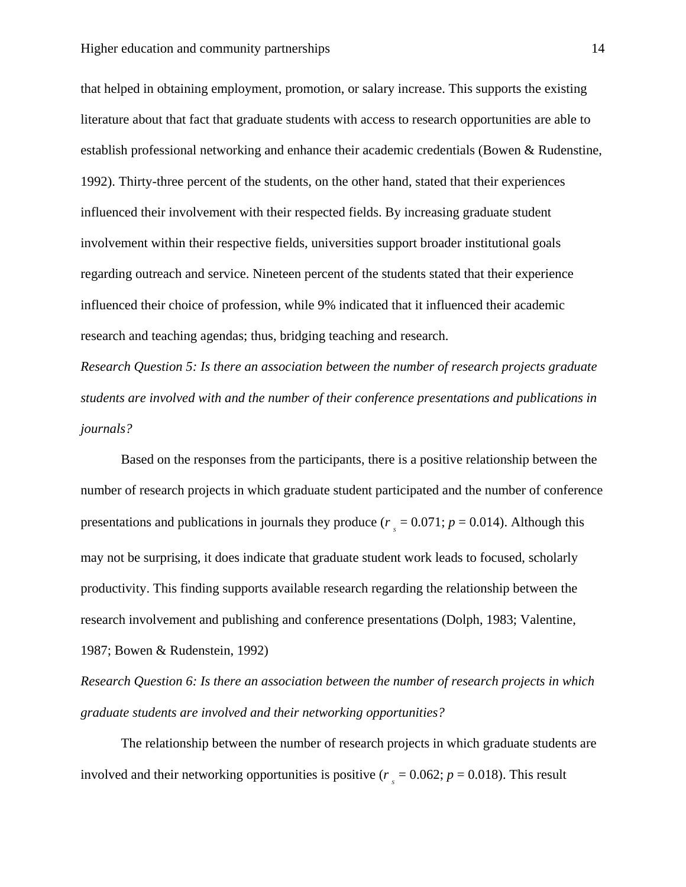that helped in obtaining employment, promotion, or salary increase. This supports the existing literature about that fact that graduate students with access to research opportunities are able to establish professional networking and enhance their academic credentials (Bowen & Rudenstine, 1992). Thirty-three percent of the students, on the other hand, stated that their experiences influenced their involvement with their respected fields. By increasing graduate student involvement within their respective fields, universities support broader institutional goals regarding outreach and service. Nineteen percent of the students stated that their experience influenced their choice of profession, while 9% indicated that it influenced their academic research and teaching agendas; thus, bridging teaching and research.

*Research Question 5: Is there an association between the number of research projects graduate students are involved with and the number of their conference presentations and publications in journals?*

Based on the responses from the participants, there is a positive relationship between the number of research projects in which graduate student participated and the number of conference presentations and publications in journals they produce ($r_s = 0.071$; $p = 0.014$). Although this may not be surprising, it does indicate that graduate student work leads to focused, scholarly productivity. This finding supports available research regarding the relationship between the research involvement and publishing and conference presentations (Dolph, 1983; Valentine, 1987; Bowen & Rudenstein, 1992)

*Research Question 6: Is there an association between the number of research projects in which graduate students are involved and their networking opportunities?*

The relationship between the number of research projects in which graduate students are involved and their networking opportunities is positive ($r_s = 0.062$; $p = 0.018$). This result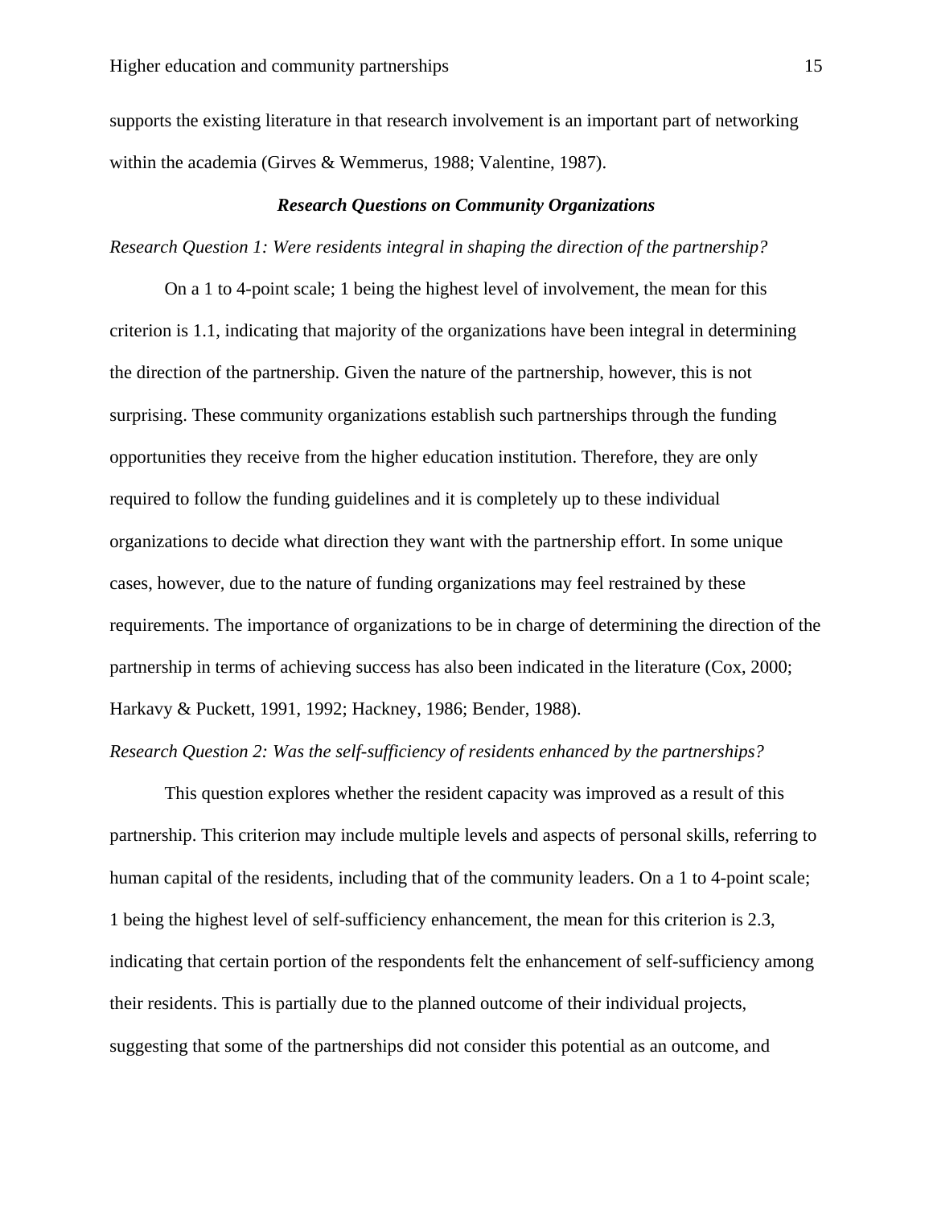supports the existing literature in that research involvement is an important part of networking within the academia (Girves & Wemmerus, 1988; Valentine, 1987).

### ***Research Questions on Community Organizations***

*Research Question 1: Were residents integral in shaping the direction of the partnership?*

On a 1 to 4-point scale; 1 being the highest level of involvement, the mean for this criterion is 1.1, indicating that majority of the organizations have been integral in determining the direction of the partnership. Given the nature of the partnership, however, this is not surprising. These community organizations establish such partnerships through the funding opportunities they receive from the higher education institution. Therefore, they are only required to follow the funding guidelines and it is completely up to these individual organizations to decide what direction they want with the partnership effort. In some unique cases, however, due to the nature of funding organizations may feel restrained by these requirements. The importance of organizations to be in charge of determining the direction of the partnership in terms of achieving success has also been indicated in the literature (Cox, 2000; Harkavy & Puckett, 1991, 1992; Hackney, 1986; Bender, 1988).

*Research Question 2: Was the self-sufficiency of residents enhanced by the partnerships?*

This question explores whether the resident capacity was improved as a result of this partnership. This criterion may include multiple levels and aspects of personal skills, referring to human capital of the residents, including that of the community leaders. On a 1 to 4-point scale; 1 being the highest level of self-sufficiency enhancement, the mean for this criterion is 2.3, indicating that certain portion of the respondents felt the enhancement of self-sufficiency among their residents. This is partially due to the planned outcome of their individual projects, suggesting that some of the partnerships did not consider this potential as an outcome, and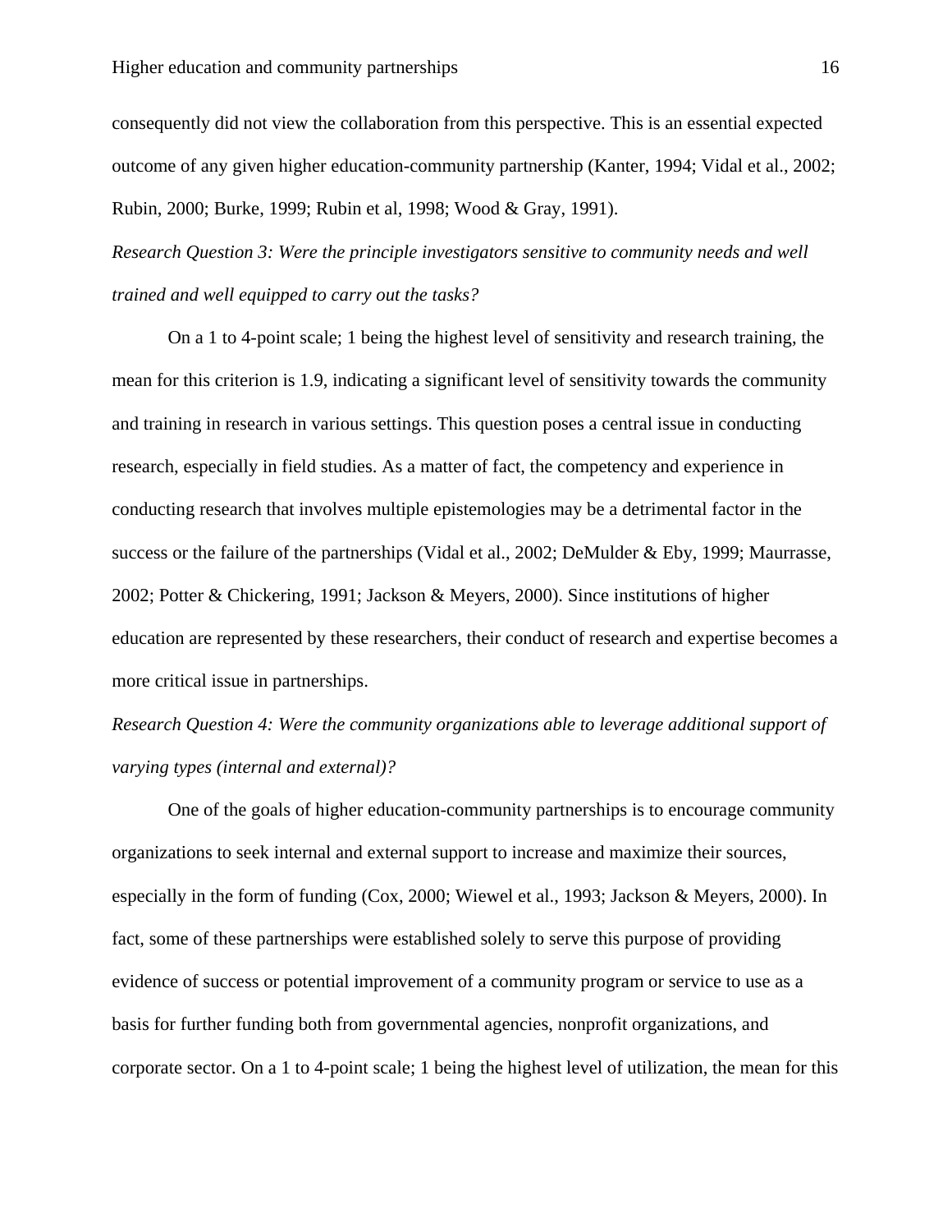consequently did not view the collaboration from this perspective. This is an essential expected outcome of any given higher education-community partnership (Kanter, 1994; Vidal et al., 2002; Rubin, 2000; Burke, 1999; Rubin et al, 1998; Wood & Gray, 1991).

*Research Question 3: Were the principle investigators sensitive to community needs and well trained and well equipped to carry out the tasks?*

On a 1 to 4-point scale; 1 being the highest level of sensitivity and research training, the mean for this criterion is 1.9, indicating a significant level of sensitivity towards the community and training in research in various settings. This question poses a central issue in conducting research, especially in field studies. As a matter of fact, the competency and experience in conducting research that involves multiple epistemologies may be a detrimental factor in the success or the failure of the partnerships (Vidal et al., 2002; DeMulder & Eby, 1999; Maurrasse, 2002; Potter & Chickering, 1991; Jackson & Meyers, 2000). Since institutions of higher education are represented by these researchers, their conduct of research and expertise becomes a more critical issue in partnerships.

*Research Question 4: Were the community organizations able to leverage additional support of varying types (internal and external)?*

One of the goals of higher education-community partnerships is to encourage community organizations to seek internal and external support to increase and maximize their sources, especially in the form of funding (Cox, 2000; Wiewel et al., 1993; Jackson & Meyers, 2000). In fact, some of these partnerships were established solely to serve this purpose of providing evidence of success or potential improvement of a community program or service to use as a basis for further funding both from governmental agencies, nonprofit organizations, and corporate sector. On a 1 to 4-point scale; 1 being the highest level of utilization, the mean for this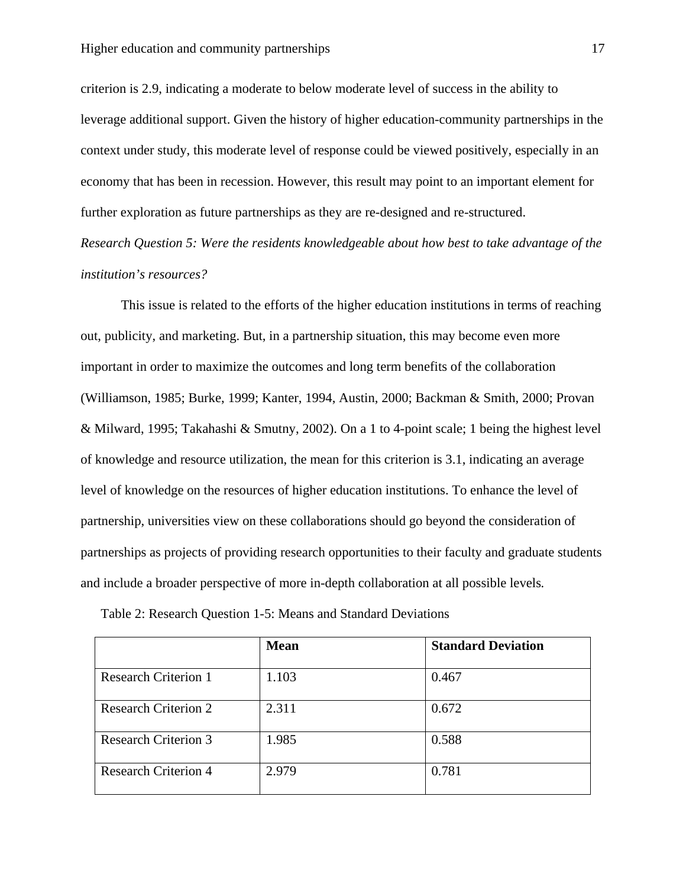criterion is 2.9, indicating a moderate to below moderate level of success in the ability to leverage additional support. Given the history of higher education-community partnerships in the context under study, this moderate level of response could be viewed positively, especially in an economy that has been in recession. However, this result may point to an important element for further exploration as future partnerships as they are re-designed and re-structured.

*Research Question 5: Were the residents knowledgeable about how best to take advantage of the institution's resources?*

This issue is related to the efforts of the higher education institutions in terms of reaching out, publicity, and marketing. But, in a partnership situation, this may become even more important in order to maximize the outcomes and long term benefits of the collaboration (Williamson, 1985; Burke, 1999; Kanter, 1994, Austin, 2000; Backman & Smith, 2000; Provan & Milward, 1995; Takahashi & Smutny, 2002). On a 1 to 4-point scale; 1 being the highest level of knowledge and resource utilization, the mean for this criterion is 3.1, indicating an average level of knowledge on the resources of higher education institutions. To enhance the level of partnership, universities view on these collaborations should go beyond the consideration of partnerships as projects of providing research opportunities to their faculty and graduate students and include a broader perspective of more in-depth collaboration at all possible levels.

Table 2: Research Question 1-5: Means and Standard Deviations

| | **Mean** | **Standard Deviation** |
|---|---|---|
| Research Criterion 1 | 1.103 | 0.467 |
| Research Criterion 2 | 2.311 | 0.672 |
| Research Criterion 3 | 1.985 | 0.588 |
| Research Criterion 4 | 2.979 | 0.781 |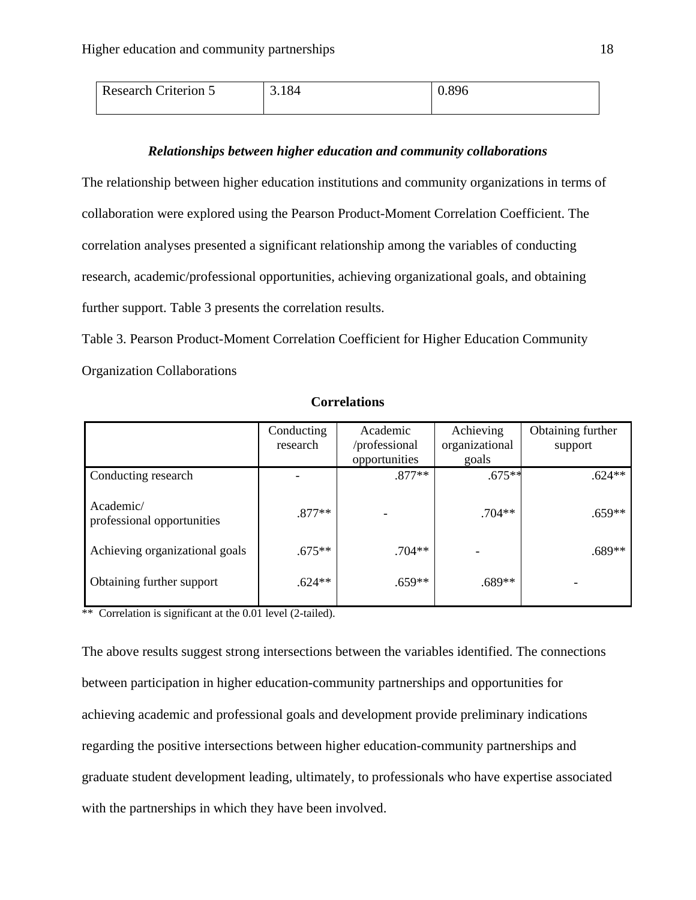| Research Criterion 5 | 3.184 | 0.896 |
|---|---|---|

### *Relationships between higher education and community collaborations*

The relationship between higher education institutions and community organizations in terms of collaboration were explored using the Pearson Product-Moment Correlation Coefficient. The correlation analyses presented a significant relationship among the variables of conducting research, academic/professional opportunities, achieving organizational goals, and obtaining further support. Table 3 presents the correlation results.

Table 3. Pearson Product-Moment Correlation Coefficient for Higher Education Community Organization Collaborations

**Correlations**

| | Conducting research | Academic /professional opportunities | Achieving organizational goals | Obtaining further support |
|---|---|---|---|---|
| Conducting research | - | .877** | .675** | .624** |
| Academic/ professional opportunities | .877** | - | .704** | .659** |
| Achieving organizational goals | .675** | .704** | - | .689** |
| Obtaining further support | .624** | .659** | .689** | - |

** Correlation is significant at the 0.01 level (2-tailed).

The above results suggest strong intersections between the variables identified. The connections between participation in higher education-community partnerships and opportunities for achieving academic and professional goals and development provide preliminary indications regarding the positive intersections between higher education-community partnerships and graduate student development leading, ultimately, to professionals who have expertise associated with the partnerships in which they have been involved.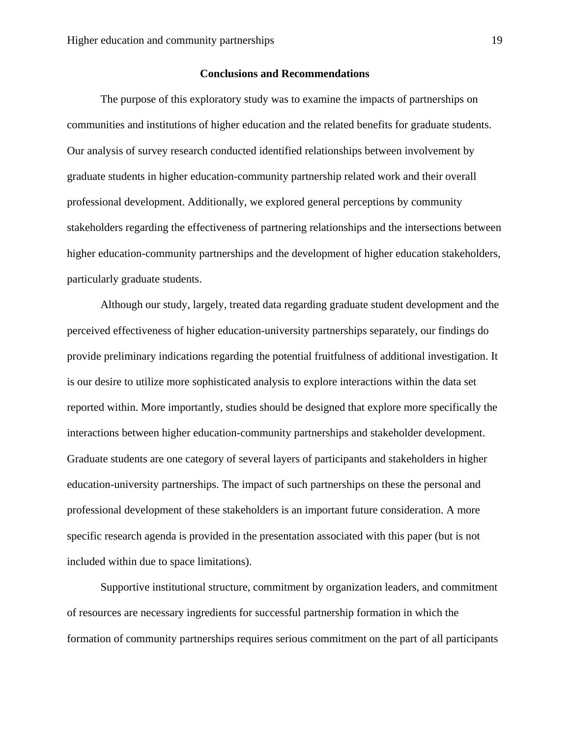## Conclusions and Recommendations

The purpose of this exploratory study was to examine the impacts of partnerships on communities and institutions of higher education and the related benefits for graduate students. Our analysis of survey research conducted identified relationships between involvement by graduate students in higher education-community partnership related work and their overall professional development. Additionally, we explored general perceptions by community stakeholders regarding the effectiveness of partnering relationships and the intersections between higher education-community partnerships and the development of higher education stakeholders, particularly graduate students.

Although our study, largely, treated data regarding graduate student development and the perceived effectiveness of higher education-university partnerships separately, our findings do provide preliminary indications regarding the potential fruitfulness of additional investigation. It is our desire to utilize more sophisticated analysis to explore interactions within the data set reported within. More importantly, studies should be designed that explore more specifically the interactions between higher education-community partnerships and stakeholder development. Graduate students are one category of several layers of participants and stakeholders in higher education-university partnerships. The impact of such partnerships on these the personal and professional development of these stakeholders is an important future consideration. A more specific research agenda is provided in the presentation associated with this paper (but is not included within due to space limitations).

Supportive institutional structure, commitment by organization leaders, and commitment of resources are necessary ingredients for successful partnership formation in which the formation of community partnerships requires serious commitment on the part of all participants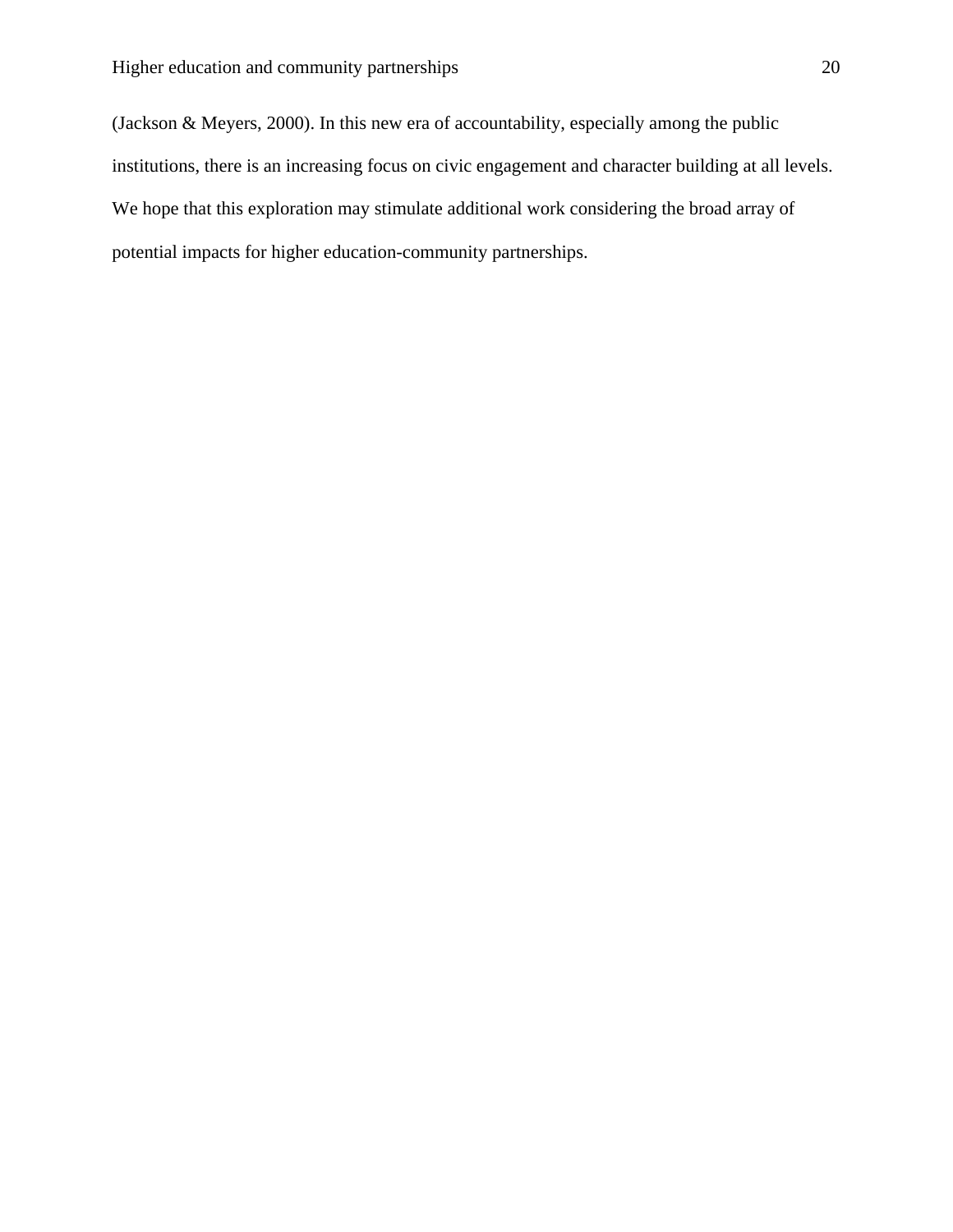(Jackson & Meyers, 2000). In this new era of accountability, especially among the public institutions, there is an increasing focus on civic engagement and character building at all levels. We hope that this exploration may stimulate additional work considering the broad array of potential impacts for higher education-community partnerships.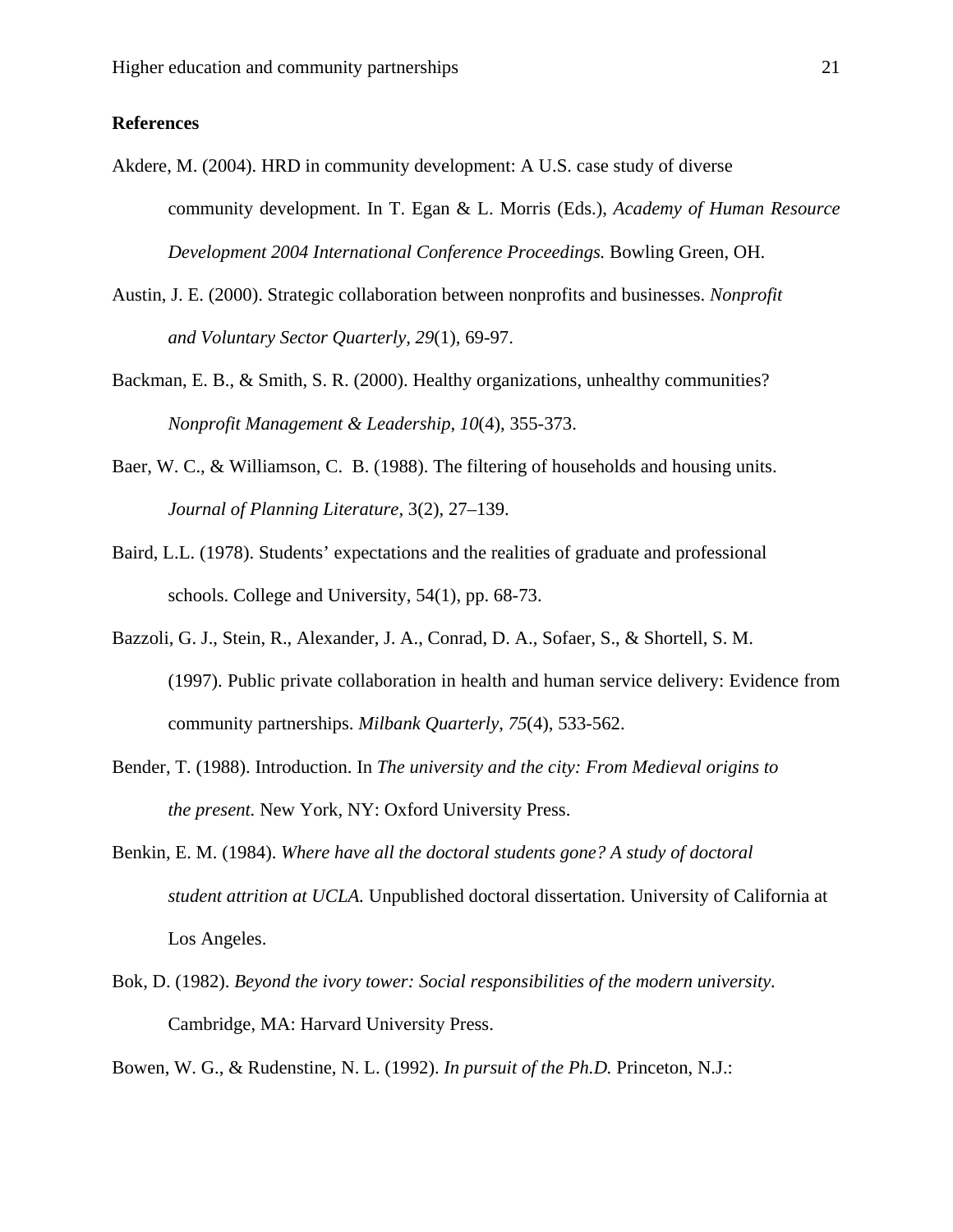**References**

Akdere, M. (2004). HRD in community development: A U.S. case study of diverse community development. In T. Egan & L. Morris (Eds.), *Academy of Human Resource Development 2004 International Conference Proceedings.* Bowling Green, OH.

Austin, J. E. (2000). Strategic collaboration between nonprofits and businesses. *Nonprofit and Voluntary Sector Quarterly*, *29*(1), 69-97.

Backman, E. B., & Smith, S. R. (2000). Healthy organizations, unhealthy communities? *Nonprofit Management & Leadership*, *10*(4), 355-373.

Baer, W. C., & Williamson, C. B. (1988). The filtering of households and housing units. *Journal of Planning Literature,* 3(2), 27–139.

Baird, L.L. (1978). Students' expectations and the realities of graduate and professional schools. College and University, 54(1), pp. 68-73.

Bazzoli, G. J., Stein, R., Alexander, J. A., Conrad, D. A., Sofaer, S., & Shortell, S. M. (1997). Public private collaboration in health and human service delivery: Evidence from community partnerships. *Milbank Quarterly*, *75*(4), 533-562.

Bender, T. (1988). Introduction. In *The university and the city: From Medieval origins to the present.* New York, NY: Oxford University Press.

Benkin, E. M. (1984). *Where have all the doctoral students gone? A study of doctoral student attrition at UCLA.* Unpublished doctoral dissertation. University of California at Los Angeles.

Bok, D. (1982). *Beyond the ivory tower: Social responsibilities of the modern university.* Cambridge, MA: Harvard University Press.

Bowen, W. G., & Rudenstine, N. L. (1992). *In pursuit of the Ph.D.* Princeton, N.J.: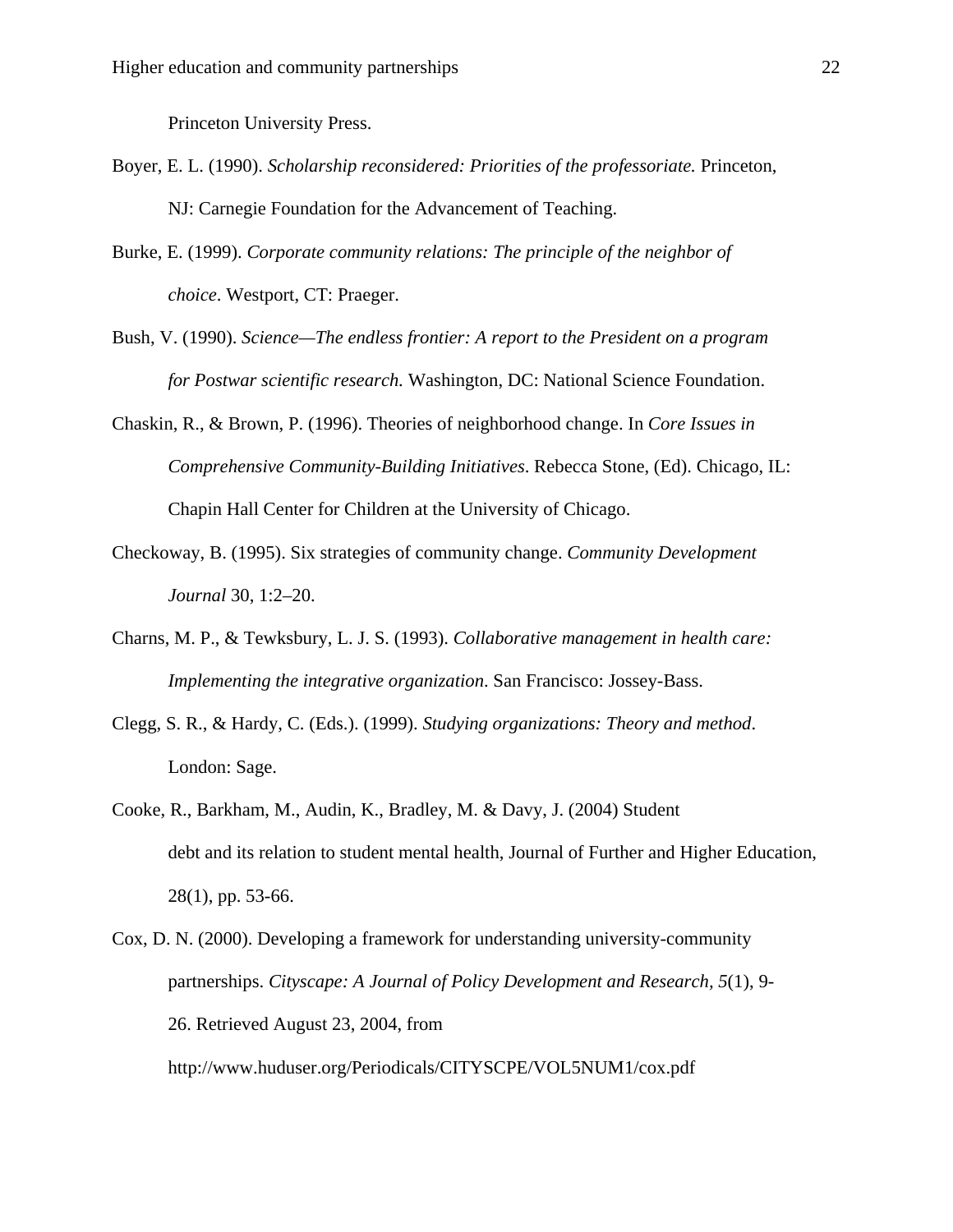Princeton University Press.

Boyer, E. L. (1990). *Scholarship reconsidered: Priorities of the professoriate.* Princeton, NJ: Carnegie Foundation for the Advancement of Teaching.

Burke, E. (1999). *Corporate community relations: The principle of the neighbor of choice*. Westport, CT: Praeger.

Bush, V. (1990). *Science—The endless frontier: A report to the President on a program for Postwar scientific research.* Washington, DC: National Science Foundation.

Chaskin, R., & Brown, P. (1996). Theories of neighborhood change. In *Core Issues in Comprehensive Community-Building Initiatives*. Rebecca Stone, (Ed). Chicago, IL: Chapin Hall Center for Children at the University of Chicago.

Checkoway, B. (1995). Six strategies of community change. *Community Development Journal* 30, 1:2–20.

Charns, M. P., & Tewksbury, L. J. S. (1993). *Collaborative management in health care: Implementing the integrative organization*. San Francisco: Jossey-Bass.

Clegg, S. R., & Hardy, C. (Eds.). (1999). *Studying organizations: Theory and method*. London: Sage.

Cooke, R., Barkham, M., Audin, K., Bradley, M. & Davy, J. (2004) Student debt and its relation to student mental health, Journal of Further and Higher Education, 28(1), pp. 53-66.

Cox, D. N. (2000). Developing a framework for understanding university-community partnerships. *Cityscape: A Journal of Policy Development and Research, 5*(1), 9-26. Retrieved August 23, 2004, from http://www.huduser.org/Periodicals/CITYSCPE/VOL5NUM1/cox.pdf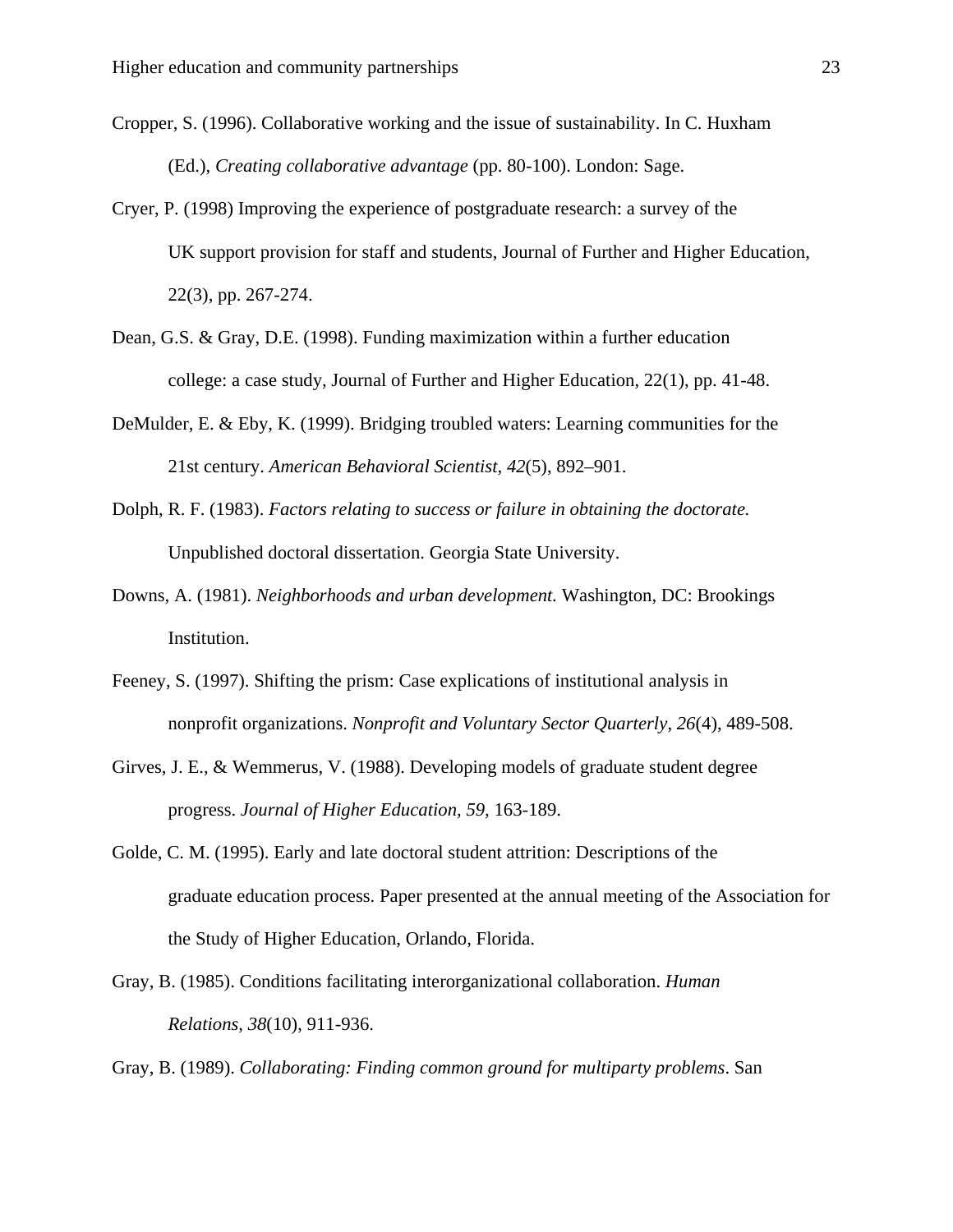Cropper, S. (1996). Collaborative working and the issue of sustainability. In C. Huxham (Ed.), *Creating collaborative advantage* (pp. 80-100). London: Sage.

Cryer, P. (1998) Improving the experience of postgraduate research: a survey of the UK support provision for staff and students, Journal of Further and Higher Education, 22(3), pp. 267-274.

Dean, G.S. & Gray, D.E. (1998). Funding maximization within a further education college: a case study, Journal of Further and Higher Education, 22(1), pp. 41-48.

DeMulder, E. & Eby, K. (1999). Bridging troubled waters: Learning communities for the 21st century. *American Behavioral Scientist, 42*(5), 892–901.

Dolph, R. F. (1983). *Factors relating to success or failure in obtaining the doctorate.* Unpublished doctoral dissertation. Georgia State University.

Downs, A. (1981). *Neighborhoods and urban development.* Washington, DC: Brookings Institution.

Feeney, S. (1997). Shifting the prism: Case explications of institutional analysis in nonprofit organizations. *Nonprofit and Voluntary Sector Quarterly*, *26*(4), 489-508.

Girves, J. E., & Wemmerus, V. (1988). Developing models of graduate student degree progress. *Journal of Higher Education, 59,* 163-189.

Golde, C. M. (1995). Early and late doctoral student attrition: Descriptions of the graduate education process. Paper presented at the annual meeting of the Association for the Study of Higher Education, Orlando, Florida.

Gray, B. (1985). Conditions facilitating interorganizational collaboration. *Human Relations*, *38*(10), 911-936.

Gray, B. (1989). *Collaborating: Finding common ground for multiparty problems*. San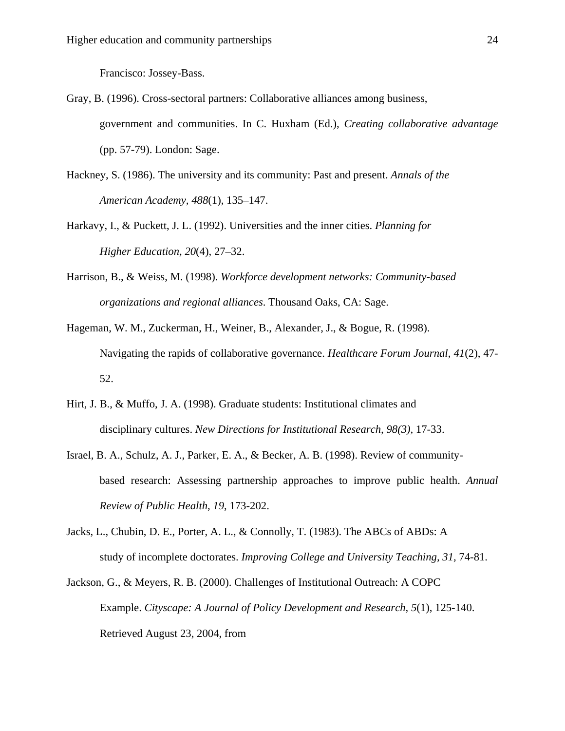Francisco: Jossey-Bass.

Gray, B. (1996). Cross-sectoral partners: Collaborative alliances among business, government and communities. In C. Huxham (Ed.), *Creating collaborative advantage* (pp. 57-79). London: Sage.

Hackney, S. (1986). The university and its community: Past and present. *Annals of the American Academy*, *488*(1), 135–147.

Harkavy, I., & Puckett, J. L. (1992). Universities and the inner cities. *Planning for Higher Education, 20*(4), 27–32.

Harrison, B., & Weiss, M. (1998). *Workforce development networks: Community-based organizations and regional alliances*. Thousand Oaks, CA: Sage.

Hageman, W. M., Zuckerman, H., Weiner, B., Alexander, J., & Bogue, R. (1998). Navigating the rapids of collaborative governance. *Healthcare Forum Journal*, *41*(2), 47-52.

Hirt, J. B., & Muffo, J. A. (1998). Graduate students: Institutional climates and disciplinary cultures. *New Directions for Institutional Research, 98(3),* 17-33.

Israel, B. A., Schulz, A. J., Parker, E. A., & Becker, A. B. (1998). Review of community-based research: Assessing partnership approaches to improve public health. *Annual Review of Public Health*, *19*, 173-202.

Jacks, L., Chubin, D. E., Porter, A. L., & Connolly, T. (1983). The ABCs of ABDs: A study of incomplete doctorates. *Improving College and University Teaching, 31,* 74-81.

Jackson, G., & Meyers, R. B. (2000). Challenges of Institutional Outreach: A COPC Example. *Cityscape: A Journal of Policy Development and Research, 5*(1), 125-140. Retrieved August 23, 2004, from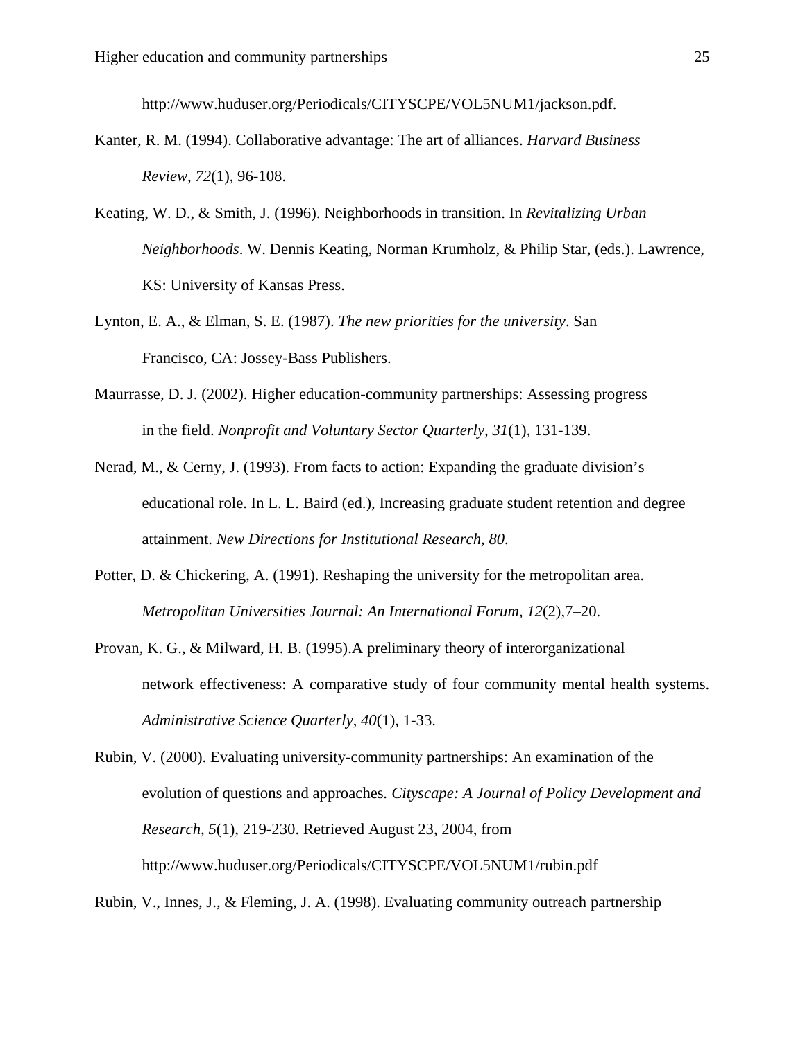http://www.huduser.org/Periodicals/CITYSCPE/VOL5NUM1/jackson.pdf.

Kanter, R. M. (1994). Collaborative advantage: The art of alliances. *Harvard Business Review*, *72*(1), 96-108.

Keating, W. D., & Smith, J. (1996). Neighborhoods in transition. In *Revitalizing Urban Neighborhoods*. W. Dennis Keating, Norman Krumholz, & Philip Star, (eds.). Lawrence, KS: University of Kansas Press.

Lynton, E. A., & Elman, S. E. (1987). *The new priorities for the university*. San Francisco, CA: Jossey-Bass Publishers.

Maurrasse, D. J. (2002). Higher education-community partnerships: Assessing progress in the field. *Nonprofit and Voluntary Sector Quarterly, 31*(1), 131-139.

Nerad, M., & Cerny, J. (1993). From facts to action: Expanding the graduate division's educational role. In L. L. Baird (ed.), Increasing graduate student retention and degree attainment. *New Directions for Institutional Research, 80*.

Potter, D. & Chickering, A. (1991). Reshaping the university for the metropolitan area. *Metropolitan Universities Journal: An International Forum, 12*(2),7–20.

Provan, K. G., & Milward, H. B. (1995).A preliminary theory of interorganizational network effectiveness: A comparative study of four community mental health systems. *Administrative Science Quarterly*, *40*(1), 1-33.

Rubin, V. (2000). Evaluating university-community partnerships: An examination of the evolution of questions and approaches*. Cityscape: A Journal of Policy Development and Research*, *5*(1), 219-230. Retrieved August 23, 2004, from http://www.huduser.org/Periodicals/CITYSCPE/VOL5NUM1/rubin.pdf

Rubin, V., Innes, J., & Fleming, J. A. (1998). Evaluating community outreach partnership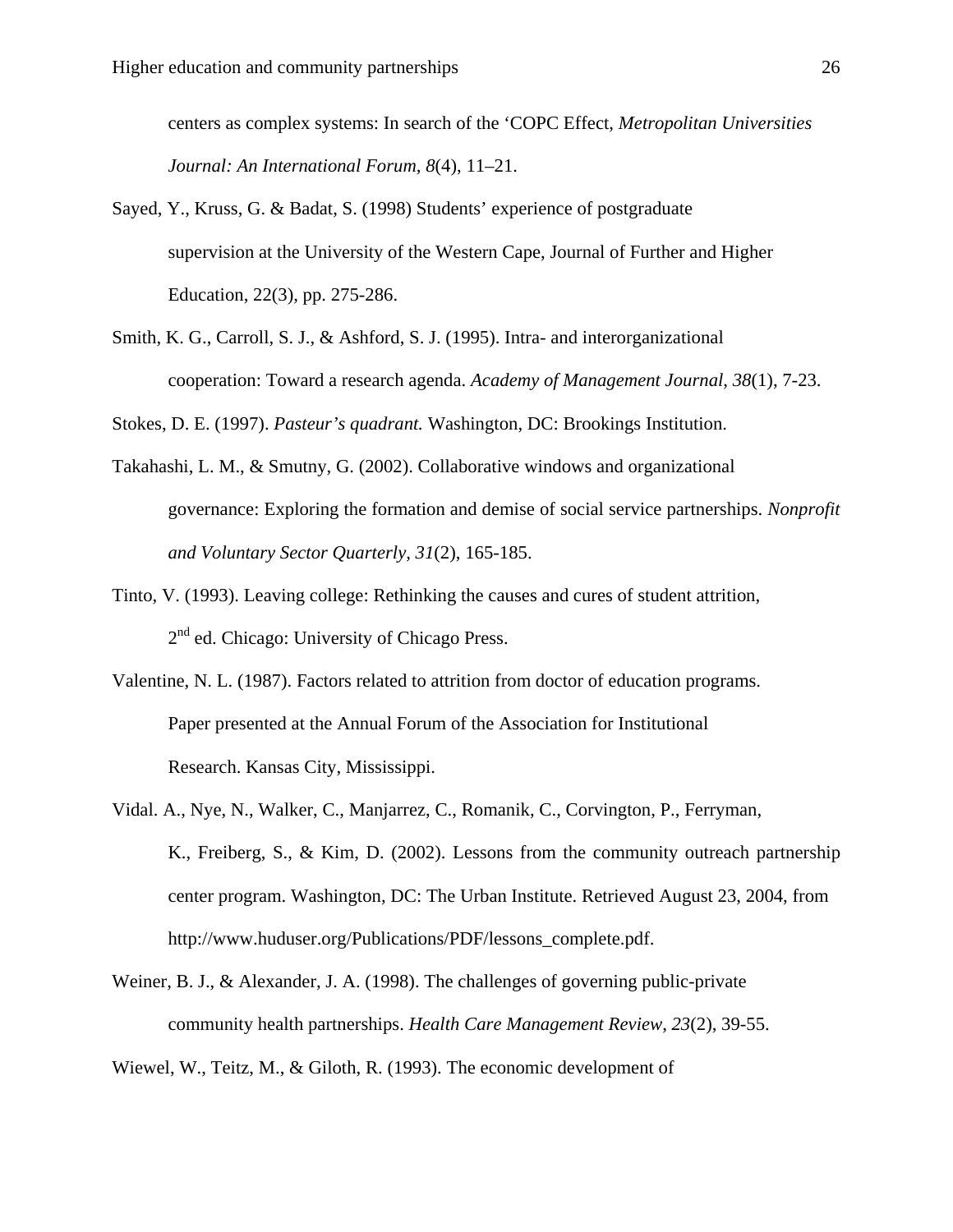centers as complex systems: In search of the 'COPC Effect, *Metropolitan Universities Journal: An International Forum, 8*(4), 11–21.

Sayed, Y., Kruss, G. & Badat, S. (1998) Students' experience of postgraduate supervision at the University of the Western Cape, Journal of Further and Higher Education, 22(3), pp. 275-286.

Smith, K. G., Carroll, S. J., & Ashford, S. J. (1995). Intra- and interorganizational cooperation: Toward a research agenda. *Academy of Management Journal*, *38*(1), 7-23.

Stokes, D. E. (1997). *Pasteur's quadrant.* Washington, DC: Brookings Institution.

Takahashi, L. M., & Smutny, G. (2002). Collaborative windows and organizational governance: Exploring the formation and demise of social service partnerships. *Nonprofit and Voluntary Sector Quarterly, 31*(2), 165-185.

Tinto, V. (1993). Leaving college: Rethinking the causes and cures of student attrition, 2nd ed. Chicago: University of Chicago Press.

Valentine, N. L. (1987). Factors related to attrition from doctor of education programs. Paper presented at the Annual Forum of the Association for Institutional Research. Kansas City, Mississippi.

Vidal. A., Nye, N., Walker, C., Manjarrez, C., Romanik, C., Corvington, P., Ferryman, K., Freiberg, S., & Kim, D. (2002). Lessons from the community outreach partnership center program. Washington, DC: The Urban Institute. Retrieved August 23, 2004, from http://www.huduser.org/Publications/PDF/lessons_complete.pdf.

Weiner, B. J., & Alexander, J. A. (1998). The challenges of governing public-private community health partnerships. *Health Care Management Review*, *23*(2), 39-55.

Wiewel, W., Teitz, M., & Giloth, R. (1993). The economic development of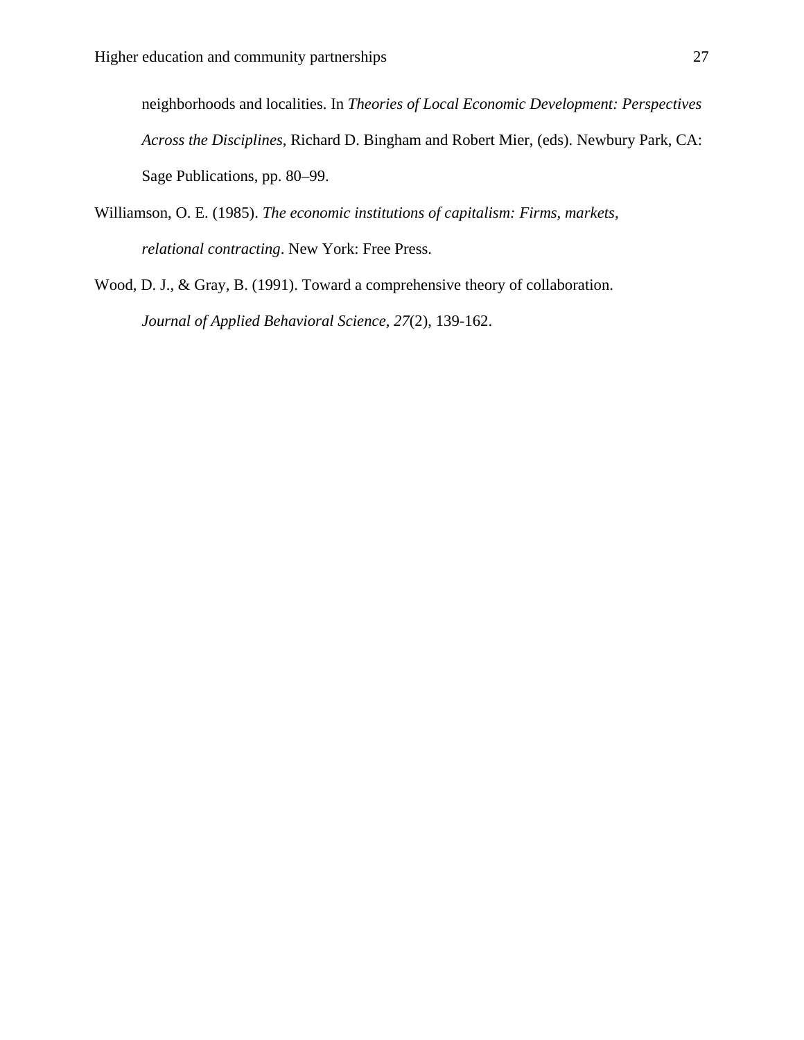neighborhoods and localities. In *Theories of Local Economic Development: Perspectives Across the Disciplines*, Richard D. Bingham and Robert Mier, (eds). Newbury Park, CA: Sage Publications, pp. 80–99.

Williamson, O. E. (1985). *The economic institutions of capitalism: Firms, markets, relational contracting*. New York: Free Press.

Wood, D. J., & Gray, B. (1991). Toward a comprehensive theory of collaboration. *Journal of Applied Behavioral Science*, *27*(2), 139-162.